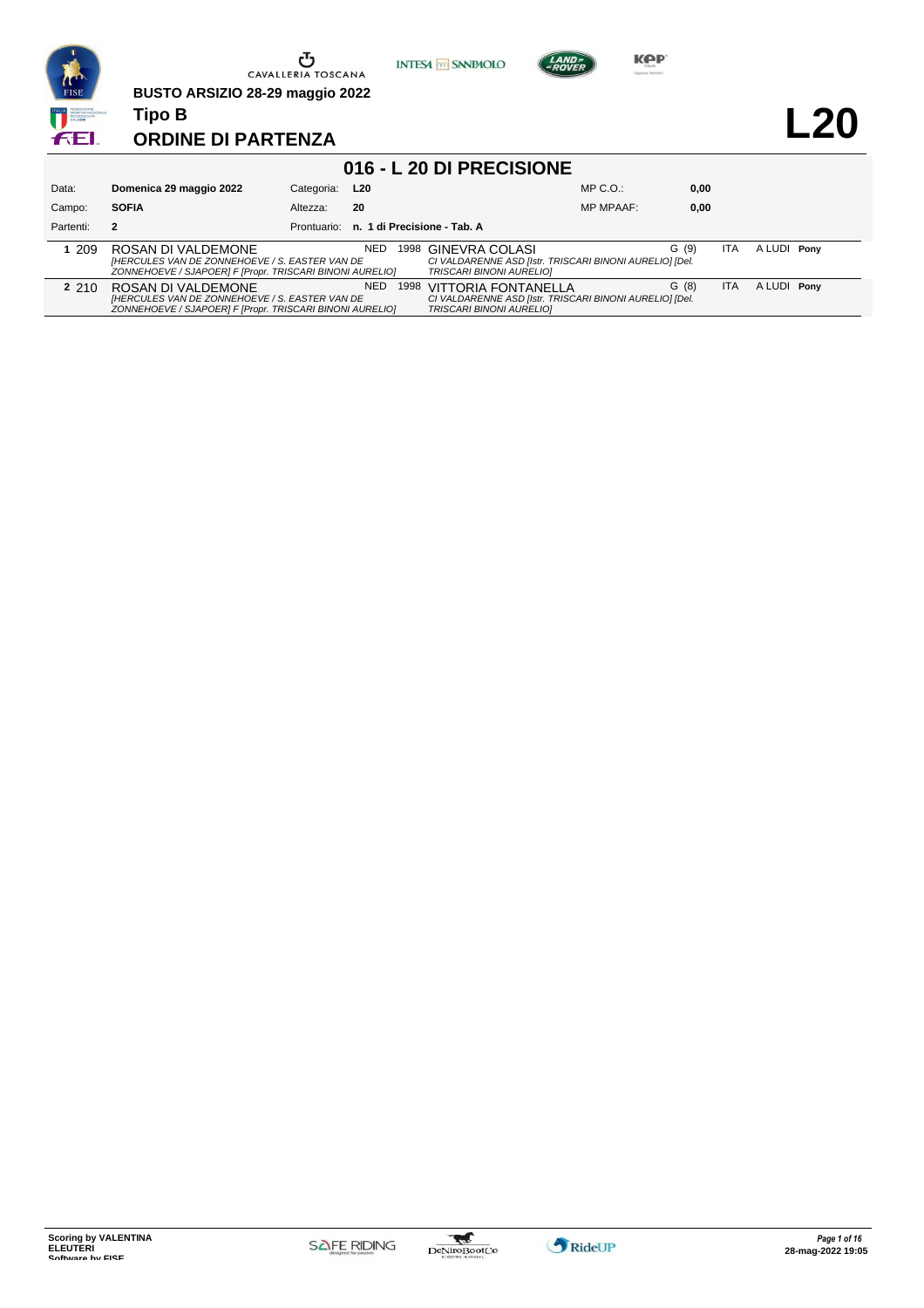CAVALLERIA TOSCANA

**BUSTO ARSIZIO 28-29 maggio 2022**

**Tipo B**

# ORDINE DI PARTENZA

# L20

## 016 - L 20 DI PRECISIONE

| | | | | | |
|---|---|---|---|---|---|
| Data: | **Domenica 29 maggio 2022** | Categoria: | **L20** | MP C.O.: | **0,00** |
| Campo: | **SOFIA** | Altezza: | **20** | MP MPAAF: | **0,00** |
| Partenti: | **2** | Prontuario: | **n. 1 di Precisione - Tab. A** | | |

| | | | | | | | | |
|---|---|---|---|---|---|---|---|---|
| **1** | 209 | ROSAN DI VALDEMONE *[HERCULES VAN DE ZONNEHOEVE / S. EASTER VAN DE ZONNEHOEVE / SJAPOER] F [Propr. TRISCARI BINONI AURELIO]* | NED 1998 | GINEVRA COLASI *CI VALDARENNE ASD [Istr. TRISCARI BINONI AURELIO] [Del. TRISCARI BINONI AURELIO]* | G (9) | ITA | A LUDI | **Pony** |
| **2** | 210 | ROSAN DI VALDEMONE *[HERCULES VAN DE ZONNEHOEVE / S. EASTER VAN DE ZONNEHOEVE / SJAPOER] F [Propr. TRISCARI BINONI AURELIO]* | NED 1998 | VITTORIA FONTANELLA *CI VALDARENNE ASD [Istr. TRISCARI BINONI AURELIO] [Del. TRISCARI BINONI AURELIO]* | G (8) | ITA | A LUDI | **Pony** |

**Scoring by VALENTINA ELEUTERI**
**Software by FISE**

*28-mag-2022 19:05*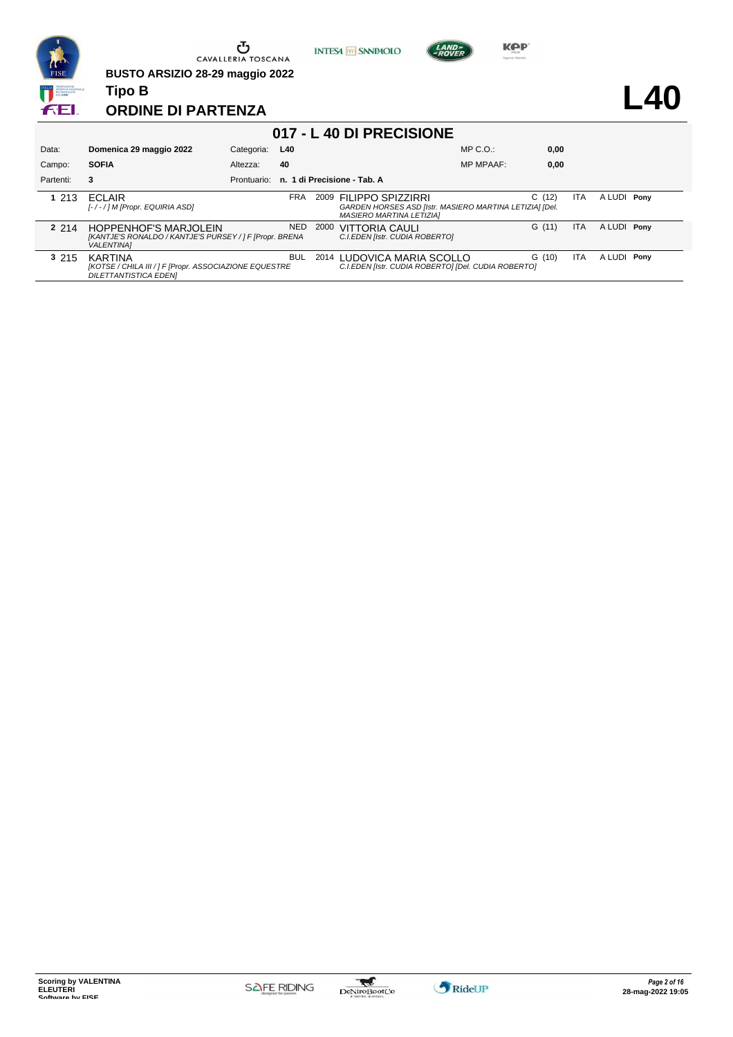BUSTO ARSIZIO 28-29 maggio 2022

**Tipo B**

## ORDINE DI PARTENZA

# L40

### 017 - L 40 DI PRECISIONE

| | | | | | |
|---|---|---|---|---|---|
| Data: | **Domenica 29 maggio 2022** | Categoria: | **L40** | MP C.O.: | **0,00** |
| Campo: | **SOFIA** | Altezza: | **40** | MP MPAAF: | **0,00** |
| Partenti: | **3** | Prontuario: | **n. 1 di Precisione - Tab. A** | | |

| # | N. | Cavallo | Naz. | Anno | Cavaliere | Cat. | Naz. | Pat. | |
|---|---|---|---|---|---|---|---|---|---|
| 1 | 213 | ECLAIR<br>*[- / - / ] M [Propr. EQUIRIA ASD]* | FRA | 2009 | FILIPPO SPIZZIRRI<br>*GARDEN HORSES ASD [Istr. MASIERO MARTINA LETIZIA] [Del. MASIERO MARTINA LETIZIA]* | C (12) | ITA | A LUDI | **Pony** |
| 2 | 214 | HOPPENHOF'S MARJOLEIN<br>*[KANTJE'S RONALDO / KANTJE'S PURSEY / ] F [Propr. BRENA VALENTINA]* | NED | 2000 | VITTORIA CAULI<br>*C.I.EDEN [Istr. CUDIA ROBERTO]* | G (11) | ITA | A LUDI | **Pony** |
| 3 | 215 | KARTINA<br>*[KOTSE / CHILA III / ] F [Propr. ASSOCIAZIONE EQUESTRE DILETTANTISTICA EDEN]* | BUL | 2014 | LUDOVICA MARIA SCOLLO<br>*C.I.EDEN [Istr. CUDIA ROBERTO] [Del. CUDIA ROBERTO]* | G (10) | ITA | A LUDI | **Pony** |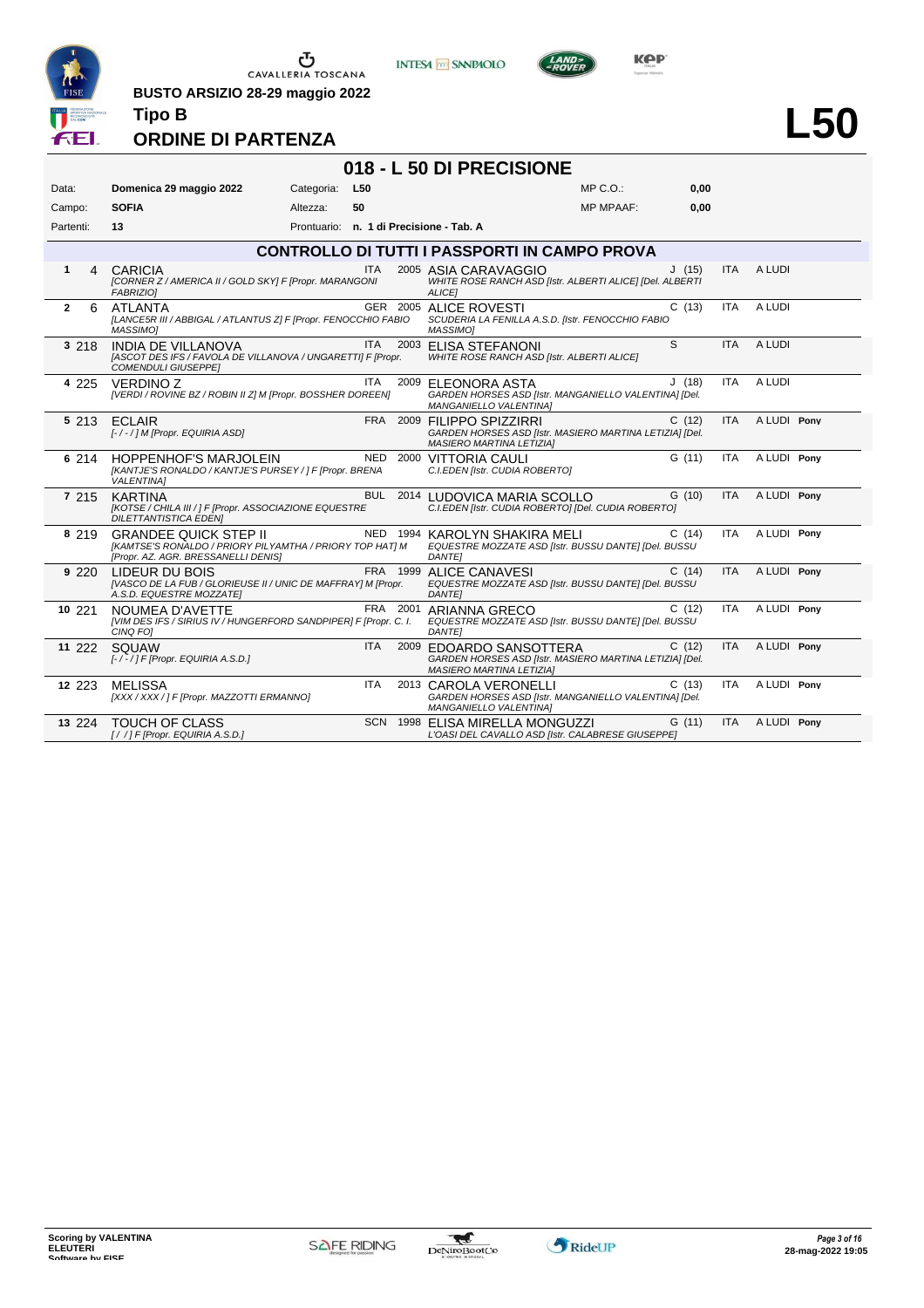BUSTO ARSIZIO 28-29 maggio 2022

**Tipo B**

## ORDINE DI PARTENZA

# L50

## 018 - L 50 DI PRECISIONE

| | | | | | |
|---|---|---|---|---|---|
| Data: | **Domenica 29 maggio 2022** | Categoria: | **L50** | MP C.O.: | **0,00** |
| Campo: | **SOFIA** | Altezza: | **50** | MP MPAAF: | **0,00** |
| Partenti: | **13** | Prontuario: | **n. 1 di Precisione - Tab. A** | | |

### CONTROLLO DI TUTTI I PASSAPORTI IN CAMPO PROVA

| # | N. | Cavallo | Naz. | Anno | Cavaliere | Cat. | Naz. | Categoria | |
|---|---|---|---|---|---|---|---|---|---|
| 1 | 4 | CARICIA *[CORNER Z / AMERICA II / GOLD SKY] F [Propr. MARANGONI FABRIZIO]* | ITA | 2005 | ASIA CARAVAGGIO *WHITE ROSE RANCH ASD [Istr. ALBERTI ALICE] [Del. ALBERTI ALICE]* | J (15) | ITA | A LUDI | |
| 2 | 6 | ATLANTA *[LANCESR III / ABBIGAL / ATLANTUS Z] F [Propr. FENOCCHIO FABIO MASSIMO]* | GER | 2005 | ALICE ROVESTI *SCUDERIA LA FENILLA A.S.D. [Istr. FENOCCHIO FABIO MASSIMO]* | C (13) | ITA | A LUDI | |
| 3 | 218 | INDIA DE VILLANOVA *[ASCOT DES IFS / FAVOLA DE VILLANOVA / UNGARETTI] F [Propr. COMENDULI GIUSEPPE]* | ITA | 2003 | ELISA STEFANONI *WHITE ROSE RANCH ASD [Istr. ALBERTI ALICE]* | S | ITA | A LUDI | |
| 4 | 225 | VERDINO Z *[VERDI / ROVINE BZ / ROBIN II Z] M [Propr. BOSSHER DOREEN]* | ITA | 2009 | ELEONORA ASTA *GARDEN HORSES ASD [Istr. MANGANIELLO VALENTINA] [Del. MANGANIELLO VALENTINA]* | J (18) | ITA | A LUDI | |
| 5 | 213 | ECLAIR *[- / - / ] M [Propr. EQUIRIA ASD]* | FRA | 2009 | FILIPPO SPIZZIRRI *GARDEN HORSES ASD [Istr. MASIERO MARTINA LETIZIA] [Del. MASIERO MARTINA LETIZIA]* | C (12) | ITA | A LUDI | **Pony** |
| 6 | 214 | HOPPENHOF'S MARJOLEIN *[KANTJE'S RONALDO / KANTJE'S PURSEY / ] F [Propr. BRENA VALENTINA]* | NED | 2000 | VITTORIA CAULI *C.I.EDEN [Istr. CUDIA ROBERTO]* | G (11) | ITA | A LUDI | **Pony** |
| 7 | 215 | KARTINA *[KOTSE / CHILA III / ] F [Propr. ASSOCIAZIONE EQUESTRE DILETTANTISTICA EDEN]* | BUL | 2014 | LUDOVICA MARIA SCOLLO *C.I.EDEN [Istr. CUDIA ROBERTO] [Del. CUDIA ROBERTO]* | G (10) | ITA | A LUDI | **Pony** |
| 8 | 219 | GRANDEE QUICK STEP II *[KAMTSE'S RONALDO / PRIORY PILYAMTHA / PRIORY TOP HAT] M [Propr. AZ. AGR. BRESSANELLI DENIS]* | NED | 1994 | KAROLYN SHAKIRA MELI *EQUESTRE MOZZATE ASD [Istr. BUSSU DANTE] [Del. BUSSU DANTE]* | C (14) | ITA | A LUDI | **Pony** |
| 9 | 220 | LIDEUR DU BOIS *[VASCO DE LA FUB / GLORIEUSE II / UNIC DE MAFFRAY] M [Propr. A.S.D. EQUESTRE MOZZATE]* | FRA | 1999 | ALICE CANAVESI *EQUESTRE MOZZATE ASD [Istr. BUSSU DANTE] [Del. BUSSU DANTE]* | C (14) | ITA | A LUDI | **Pony** |
| 10 | 221 | NOUMEA D'AVETTE *[VIM DES IFS / SIRIUS IV / HUNGERFORD SANDPIPER] F [Propr. C. I. CINQ FO]* | FRA | 2001 | ARIANNA GRECO *EQUESTRE MOZZATE ASD [Istr. BUSSU DANTE] [Del. BUSSU DANTE]* | C (12) | ITA | A LUDI | **Pony** |
| 11 | 222 | SQUAW *[- / - / ] F [Propr. EQUIRIA A.S.D.]* | ITA | 2009 | EDOARDO SANSOTTERA *GARDEN HORSES ASD [Istr. MASIERO MARTINA LETIZIA] [Del. MASIERO MARTINA LETIZIA]* | C (12) | ITA | A LUDI | **Pony** |
| 12 | 223 | MELISSA *[XXX / XXX / ] F [Propr. MAZZOTTI ERMANNO]* | ITA | 2013 | CAROLA VERONELLI *GARDEN HORSES ASD [Istr. MANGANIELLO VALENTINA] [Del. MANGANIELLO VALENTINA]* | C (13) | ITA | A LUDI | **Pony** |
| 13 | 224 | TOUCH OF CLASS *[ / / ] F [Propr. EQUIRIA A.S.D.]* | SCN | 1998 | ELISA MIRELLA MONGUZZI *L'OASI DEL CAVALLO ASD [Istr. CALABRESE GIUSEPPE]* | G (11) | ITA | A LUDI | **Pony** |

**Scoring by VALENTINA ELEUTERI**
**Software by FISE**

28-mag-2022 19:05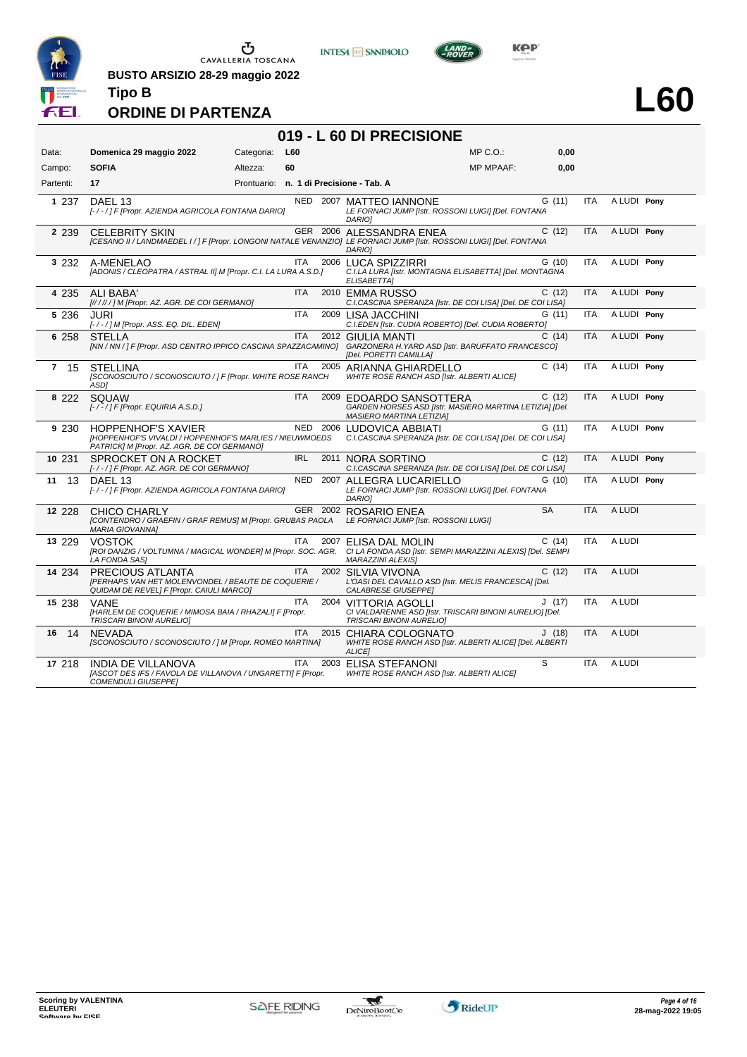BUSTO ARSIZIO 28-29 maggio 2022

**Tipo B**

# ORDINE DI PARTENZA

**L60**

## 019 - L 60 DI PRECISIONE

| Data: | Domenica 29 maggio 2022 | Categoria: | L60 | MP C.O.: | 0,00 |
|---|---|---|---|---|---|
| Campo: | SOFIA | Altezza: | 60 | MP MPAAF: | 0,00 |
| Partenti: | 17 | Prontuario: | n. 1 di Precisione - Tab. A | | |

| # | N. | Cavallo | Naz. | Anno | Cavaliere | Cat. | Naz. | | |
|---|---|---|---|---|---|---|---|---|---|
| 1 | 237 | DAEL 13 *[- / - / ] F [Propr. AZIENDA AGRICOLA FONTANA DARIO]* | NED | 2007 | MATTEO IANNONE *LE FORNACI JUMP [Istr. ROSSONI LUIGI] [Del. FONTANA DARIO]* | G (11) | ITA | A LUDI | Pony |
| 2 | 239 | CELEBRITY SKIN *[CESANO II / LANDMAEDEL I / ] F [Propr. LONGONI NATALE VENANZIO]* | GER | 2006 | ALESSANDRA ENEA *LE FORNACI JUMP [Istr. ROSSONI LUIGI] [Del. FONTANA DARIO]* | C (12) | ITA | A LUDI | Pony |
| 3 | 232 | A-MENELAO *[ADONIS / CLEOPATRA / ASTRAL II] M [Propr. C.I. LA LURA A.S.D.]* | ITA | 2006 | LUCA SPIZZIRRI *C.I.LA LURA [Istr. MONTAGNA ELISABETTA] [Del. MONTAGNA ELISABETTA]* | G (10) | ITA | A LUDI | Pony |
| 4 | 235 | ALI BABA' *[// // / ] M [Propr. AZ. AGR. DE COI GERMANO]* | ITA | 2010 | EMMA RUSSO *C.I.CASCINA SPERANZA [Istr. DE COI LISA] [Del. DE COI LISA]* | C (12) | ITA | A LUDI | Pony |
| 5 | 236 | JURI *[- / - / ] M [Propr. ASS. EQ. DIL. EDEN]* | ITA | 2009 | LISA JACCHINI *C.I.EDEN [Istr. CUDIA ROBERTO] [Del. CUDIA ROBERTO]* | G (11) | ITA | A LUDI | Pony |
| 6 | 258 | STELLA *[NN / NN / ] F [Propr. ASD CENTRO IPPICO CASCINA SPAZZACAMINO]* | ITA | 2012 | GIULIA MANTI *GARZONERA H.YARD ASD [Istr. BARUFFATO FRANCESCO] [Del. PORETTI CAMILLA]* | C (14) | ITA | A LUDI | Pony |
| 7 | 15 | STELLINA *[SCONOSCIUTO / SCONOSCIUTO / ] F [Propr. WHITE ROSE RANCH ASD]* | ITA | 2005 | ARIANNA GHIARDELLO *WHITE ROSE RANCH ASD [Istr. ALBERTI ALICE]* | C (14) | ITA | A LUDI | Pony |
| 8 | 222 | SQUAW *[- / - / ] F [Propr. EQUIRIA A.S.D.]* | ITA | 2009 | EDOARDO SANSOTTERA *GARDEN HORSES ASD [Istr. MASIERO MARTINA LETIZIA] [Del. MASIERO MARTINA LETIZIA]* | C (12) | ITA | A LUDI | Pony |
| 9 | 230 | HOPPENHOF'S XAVIER *[HOPPENHOF'S VIVALDI / HOPPENHOF'S MARLIES / NIEUWMOEDS PATRICK] M [Propr. AZ. AGR. DE COI GERMANO]* | NED | 2006 | LUDOVICA ABBIATI *C.I.CASCINA SPERANZA [Istr. DE COI LISA] [Del. DE COI LISA]* | G (11) | ITA | A LUDI | Pony |
| 10 | 231 | SPROCKET ON A ROCKET *[- / - / ] F [Propr. AZ. AGR. DE COI GERMANO]* | IRL | 2011 | NORA SORTINO *C.I.CASCINA SPERANZA [Istr. DE COI LISA] [Del. DE COI LISA]* | C (12) | ITA | A LUDI | Pony |
| 11 | 13 | DAEL 13 *[- / - / ] F [Propr. AZIENDA AGRICOLA FONTANA DARIO]* | NED | 2007 | ALLEGRA LUCARIELLO *LE FORNACI JUMP [Istr. ROSSONI LUIGI] [Del. FONTANA DARIO]* | G (10) | ITA | A LUDI | Pony |
| 12 | 228 | CHICO CHARLY *[CONTENDRO / GRAEFIN / GRAF REMUS] M [Propr. GRUBAS PAOLA MARIA GIOVANNA]* | GER | 2002 | ROSARIO ENEA *LE FORNACI JUMP [Istr. ROSSONI LUIGI]* | SA | ITA | A LUDI | |
| 13 | 229 | VOSTOK *[ROI DANZIG / VOLTUMNA / MAGICAL WONDER] M [Propr. SOC. AGR. LA FONDA SAS]* | ITA | 2007 | ELISA DAL MOLIN *CI LA FONDA ASD [Istr. SEMPI MARAZZINI ALEXIS] [Del. SEMPI MARAZZINI ALEXIS]* | C (14) | ITA | A LUDI | |
| 14 | 234 | PRECIOUS ATLANTA *[PERHAPS VAN HET MOLENVONDEL / BEAUTE DE COQUERIE / QUIDAM DE REVEL] F [Propr. CAIULI MARCO]* | ITA | 2002 | SILVIA VIVONA *L'OASI DEL CAVALLO ASD [Istr. MELIS FRANCESCA] [Del. CALABRESE GIUSEPPE]* | C (12) | ITA | A LUDI | |
| 15 | 238 | VANE *[HARLEM DE COQUERIE / MIMOSA BAIA / RHAZALI] F [Propr. TRISCARI BINONI AURELIO]* | ITA | 2004 | VITTORIA AGOLLI *CI VALDARENNE ASD [Istr. TRISCARI BINONI AURELIO] [Del. TRISCARI BINONI AURELIO]* | J (17) | ITA | A LUDI | |
| 16 | 14 | NEVADA *[SCONOSCIUTO / SCONOSCIUTO / ] M [Propr. ROMEO MARTINA]* | ITA | 2015 | CHIARA COLOGNATO *WHITE ROSE RANCH ASD [Istr. ALBERTI ALICE] [Del. ALBERTI ALICE]* | J (18) | ITA | A LUDI | |
| 17 | 218 | INDIA DE VILLANOVA *[ASCOT DES IFS / FAVOLA DE VILLANOVA / UNGARETTI] F [Propr. COMENDULI GIUSEPPE]* | ITA | 2003 | ELISA STEFANONI *WHITE ROSE RANCH ASD [Istr. ALBERTI ALICE]* | S | ITA | A LUDI | |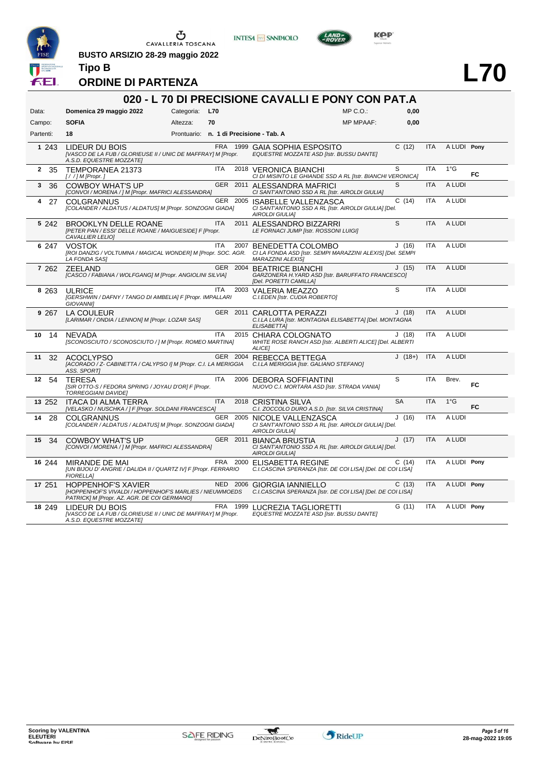**BUSTO ARSIZIO 28-29 maggio 2022**

**Tipo B**

**ORDINE DI PARTENZA**

# L70

## 020 - L 70 DI PRECISIONE CAVALLI E PONY CON PAT.A

| | | | | | | |
|---|---|---|---|---|---|---|
| Data: | **Domenica 29 maggio 2022** | Categoria: | **L70** | | MP C.O.: | **0,00** |
| Campo: | **SOFIA** | Altezza: | **70** | | MP MPAAF: | **0,00** |
| Partenti: | **18** | Prontuario: | **n. 1 di Precisione - Tab. A** | | | |

| N. | Testiera | Cavallo | Naz. | Anno | Cavaliere | Cat. | Naz. | Patente | | |
|---|---|---|---|---|---|---|---|---|---|---|
| 1 | 243 | LIDEUR DU BOIS *[VASCO DE LA FUB / GLORIEUSE II / UNIC DE MAFFRAY] M [Propr. A.S.D. EQUESTRE MOZZATE]* | FRA | 1999 | GAIA SOPHIA ESPOSITO *EQUESTRE MOZZATE ASD [Istr. BUSSU DANTE]* | C (12) | ITA | A LUDI | Pony | |
| 2 | 35 | TEMPORANEA 21373 *[ / / ] M [Propr. ]* | ITA | 2018 | VERONICA BIANCHI *CI DI MISINTO LE GHIANDE SSD A RL [Istr. BIANCHI VERONICA]* | S | ITA | 1°G | | FC |
| 3 | 36 | COWBOY WHAT'S UP *[CONVOI / MORENA / ] M [Propr. MAFRICI ALESSANDRA]* | GER | 2011 | ALESSANDRA MAFRICI *CI SANT'ANTONIO SSD A RL [Istr. AIROLDI GIULIA]* | S | ITA | A LUDI | | |
| 4 | 27 | COLGRANNUS *[COLANDER / ALDATUS / ALDATUS] M [Propr. SONZOGNI GIADA]* | GER | 2005 | ISABELLE VALLENZASCA *CI SANT'ANTONIO SSD A RL [Istr. AIROLDI GIULIA] [Del. AIROLDI GIULIA]* | C (14) | ITA | A LUDI | | |
| 5 | 242 | BROOKLYN DELLE ROANE *[PETER PAN / ESSI' DELLE ROANE / MAIGUESIDE] F [Propr. CAVALLIER LELIO]* | ITA | 2011 | ALESSANDRO BIZZARRI *LE FORNACI JUMP [Istr. ROSSONI LUIGI]* | S | ITA | A LUDI | | |
| 6 | 247 | VOSTOK *[ROI DANZIG / VOLTUMNA / MAGICAL WONDER] M [Propr. SOC. AGR. LA FONDA SAS]* | ITA | 2007 | BENEDETTA COLOMBO *CI LA FONDA ASD [Istr. SEMPI MARAZZINI ALEXIS] [Del. SEMPI MARAZZINI ALEXIS]* | J (16) | ITA | A LUDI | | |
| 7 | 262 | ZEELAND *[CASCO / FABIANA / WOLFGANG] M [Propr. ANGIOLINI SILVIA]* | GER | 2004 | BEATRICE BIANCHI *GARZONERA H.YARD ASD [Istr. BARUFFATO FRANCESCO] [Del. PORETTI CAMILLA]* | J (15) | ITA | A LUDI | | |
| 8 | 263 | ULRICE *[GERSHWIN / DAFNY / TANGO DI AMBELIA] F [Propr. IMPALLARI GIOVANNI]* | ITA | 2003 | VALERIA MEAZZO *C.I.EDEN [Istr. CUDIA ROBERTO]* | S | ITA | A LUDI | | |
| 9 | 267 | LA COULEUR *[LARIMAR / ONDIA / LENNON] M [Propr. LOZAR SAS]* | GER | 2011 | CARLOTTA PERAZZI *C.I.LA LURA [Istr. MONTAGNA ELISABETTA] [Del. MONTAGNA ELISABETTA]* | J (18) | ITA | A LUDI | | |
| 10 | 14 | NEVADA *[SCONOSCIUTO / SCONOSCIUTO / ] M [Propr. ROMEO MARTINA]* | ITA | 2015 | CHIARA COLOGNATO *WHITE ROSE RANCH ASD [Istr. ALBERTI ALICE] [Del. ALBERTI ALICE]* | J (18) | ITA | A LUDI | | |
| 11 | 32 | ACOCLYPSO *[ACORADO / Z- CABINETTA / CALYPSO I] M [Propr. C.I. LA MERIGGIA ASS. SPORT]* | GER | 2004 | REBECCA BETTEGA *C.I.LA MERIGGIA [Istr. GALIANO STEFANO]* | J (18+) | ITA | A LUDI | | |
| 12 | 54 | TERESA *[SIR OTTO-S / FEDORA SPRING / JOYAU D'OR] F [Propr. TORREGGIANI DAVIDE]* | ITA | 2006 | DEBORA SOFFIANTINI *NUOVO C.I. MORTARA ASD [Istr. STRADA VANIA]* | S | ITA | Brev. | | FC |
| 13 | 252 | ITACA DI ALMA TERRA *[VELASKO / NUSCHKA / ] F [Propr. SOLDANI FRANCESCA]* | ITA | 2018 | CRISTINA SILVA *C.I. ZOCCOLO DURO A.S.D. [Istr. SILVA CRISTINA]* | SA | ITA | 1°G | | FC |
| 14 | 28 | COLGRANNUS *[COLANDER / ALDATUS / ALDATUS] M [Propr. SONZOGNI GIADA]* | GER | 2005 | NICOLE VALLENZASCA *CI SANT'ANTONIO SSD A RL [Istr. AIROLDI GIULIA] [Del. AIROLDI GIULIA]* | J (16) | ITA | A LUDI | | |
| 15 | 34 | COWBOY WHAT'S UP *[CONVOI / MORENA / ] M [Propr. MAFRICI ALESSANDRA]* | GER | 2011 | BIANCA BRUSTIA *CI SANT'ANTONIO SSD A RL [Istr. AIROLDI GIULIA] [Del. AIROLDI GIULIA]* | J (17) | ITA | A LUDI | | |
| 16 | 244 | MIRANDE DE MAI *[UN BIJOU D' ANGRIE / DALIDA II / QUARTZ IV] F [Propr. FERRARIO FIORELLA]* | FRA | 2000 | ELISABETTA REGINE *C.I.CASCINA SPERANZA [Istr. DE COI LISA] [Del. DE COI LISA]* | C (14) | ITA | A LUDI | Pony | |
| 17 | 251 | HOPPENHOF'S XAVIER *[HOPPENHOF'S VIVALDI / HOPPENHOF'S MARLIES / NIEUWMOEDS PATRICK] M [Propr. AZ. AGR. DE COI GERMANO]* | NED | 2006 | GIORGIA IANNIELLO *C.I.CASCINA SPERANZA [Istr. DE COI LISA] [Del. DE COI LISA]* | C (13) | ITA | A LUDI | Pony | |
| 18 | 249 | LIDEUR DU BOIS *[VASCO DE LA FUB / GLORIEUSE II / UNIC DE MAFFRAY] M [Propr. A.S.D. EQUESTRE MOZZATE]* | FRA | 1999 | LUCREZIA TAGLIORETTI *EQUESTRE MOZZATE ASD [Istr. BUSSU DANTE]* | G (11) | ITA | A LUDI | Pony | |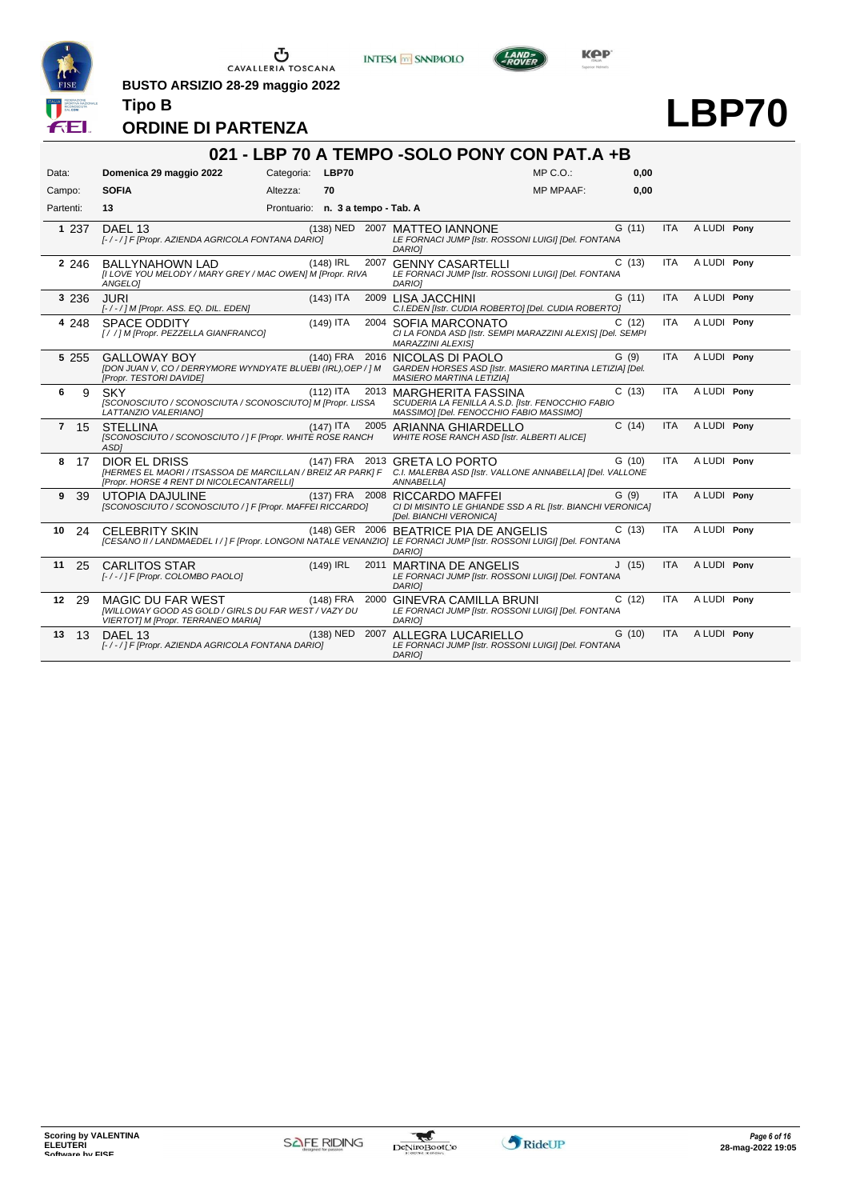BUSTO ARSIZIO 28-29 maggio 2022

**Tipo B**

**ORDINE DI PARTENZA**

# LBP70

## 021 - LBP 70 A TEMPO -SOLO PONY CON PAT.A +B

| | | | | | |
|---|---|---|---|---|---|
| Data: | **Domenica 29 maggio 2022** | Categoria: | **LBP70** | MP C.O.: | **0,00** |
| Campo: | **SOFIA** | Altezza: | **70** | MP MPAAF: | **0,00** |
| Partenti: | **13** | Prontuario: | **n. 3 a tempo - Tab. A** | | |

| # | N. | Cavallo | Razza/Nasc. | Cavaliere | Cat. | Naz. | Ludi | |
|---|---|---|---|---|---|---|---|---|
| 1 | 237 | DAEL 13 *[- / - / ] F [Propr. AZIENDA AGRICOLA FONTANA DARIO]* | (138) NED 2007 | MATTEO IANNONE *LE FORNACI JUMP [Istr. ROSSONI LUIGI] [Del. FONTANA DARIO]* | G (11) | ITA | A LUDI | **Pony** |
| 2 | 246 | BALLYNAHOWN LAD *[I LOVE YOU MELODY / MARY GREY / MAC OWEN] M [Propr. RIVA ANGELO]* | (148) IRL 2007 | GENNY CASARTELLI *LE FORNACI JUMP [Istr. ROSSONI LUIGI] [Del. FONTANA DARIO]* | C (13) | ITA | A LUDI | **Pony** |
| 3 | 236 | JURI *[- / - / ] M [Propr. ASS. EQ. DIL. EDEN]* | (143) ITA 2009 | LISA JACCHINI *C.I.EDEN [Istr. CUDIA ROBERTO] [Del. CUDIA ROBERTO]* | G (11) | ITA | A LUDI | **Pony** |
| 4 | 248 | SPACE ODDITY *[ / / ] M [Propr. PEZZELLA GIANFRANCO]* | (149) ITA 2004 | SOFIA MARCONATO *CI LA FONDA ASD [Istr. SEMPI MARAZZINI ALEXIS] [Del. SEMPI MARAZZINI ALEXIS]* | C (12) | ITA | A LUDI | **Pony** |
| 5 | 255 | GALLOWAY BOY *[DON JUAN V. CO / DERRYMORE WYNDYATE BLUEBI (IRL),OEP / ] M [Propr. TESTORI DAVIDE]* | (140) FRA 2016 | NICOLAS DI PAOLO *GARDEN HORSES ASD [Istr. MASIERO MARTINA LETIZIA] [Del. MASIERO MARTINA LETIZIA]* | G (9) | ITA | A LUDI | **Pony** |
| 6 | 9 | SKY *[SCONOSCIUTO / SCONOSCIUTA / SCONOSCIUTO] M [Propr. LISSA LATTANZIO VALERIANO]* | (112) ITA 2013 | MARGHERITA FASSINA *SCUDERIA LA FENILLA A.S.D. [Istr. FENOCCHIO FABIO MASSIMO] [Del. FENOCCHIO FABIO MASSIMO]* | C (13) | ITA | A LUDI | **Pony** |
| 7 | 15 | STELLINA *[SCONOSCIUTO / SCONOSCIUTO / ] F [Propr. WHITE ROSE RANCH ASD]* | (147) ITA 2005 | ARIANNA GHIARDELLO *WHITE ROSE RANCH ASD [Istr. ALBERTI ALICE]* | C (14) | ITA | A LUDI | **Pony** |
| 8 | 17 | DIOR EL DRISS *[HERMES EL MAORI / ITSASSOA DE MARCILLAN / BREIZ AR PARK] F [Propr. HORSE 4 RENT DI NICOLECANTARELLI]* | (147) FRA 2013 | GRETA LO PORTO *C.I. MALERBA ASD [Istr. VALLONE ANNABELLA] [Del. VALLONE ANNABELLA]* | G (10) | ITA | A LUDI | **Pony** |
| 9 | 39 | UTOPIA DAJULINE *[SCONOSCIUTO / SCONOSCIUTO / ] F [Propr. MAFFEI RICCARDO]* | (137) FRA 2008 | RICCARDO MAFFEI *CI DI MISINTO LE GHIANDE SSD A RL [Istr. BIANCHI VERONICA] [Del. BIANCHI VERONICA]* | G (9) | ITA | A LUDI | **Pony** |
| 10 | 24 | CELEBRITY SKIN *[CESANO II / LANDMAEDEL I / ] F [Propr. LONGONI NATALE VENANZIO]* | (148) GER 2006 | BEATRICE PIA DE ANGELIS *LE FORNACI JUMP [Istr. ROSSONI LUIGI] [Del. FONTANA DARIO]* | C (13) | ITA | A LUDI | **Pony** |
| 11 | 25 | CARLITOS STAR *[- / - / ] F [Propr. COLOMBO PAOLO]* | (149) IRL 2011 | MARTINA DE ANGELIS *LE FORNACI JUMP [Istr. ROSSONI LUIGI] [Del. FONTANA DARIO]* | J (15) | ITA | A LUDI | **Pony** |
| 12 | 29 | MAGIC DU FAR WEST *[WILLOWAY GOOD AS GOLD / GIRLS DU FAR WEST / VAZY DU VIERTOT] M [Propr. TERRANEO MARIA]* | (148) FRA 2000 | GINEVRA CAMILLA BRUNI *LE FORNACI JUMP [Istr. ROSSONI LUIGI] [Del. FONTANA DARIO]* | C (12) | ITA | A LUDI | **Pony** |
| 13 | 13 | DAEL 13 *[- / - / ] F [Propr. AZIENDA AGRICOLA FONTANA DARIO]* | (138) NED 2007 | ALLEGRA LUCARIELLO *LE FORNACI JUMP [Istr. ROSSONI LUIGI] [Del. FONTANA DARIO]* | G (10) | ITA | A LUDI | **Pony** |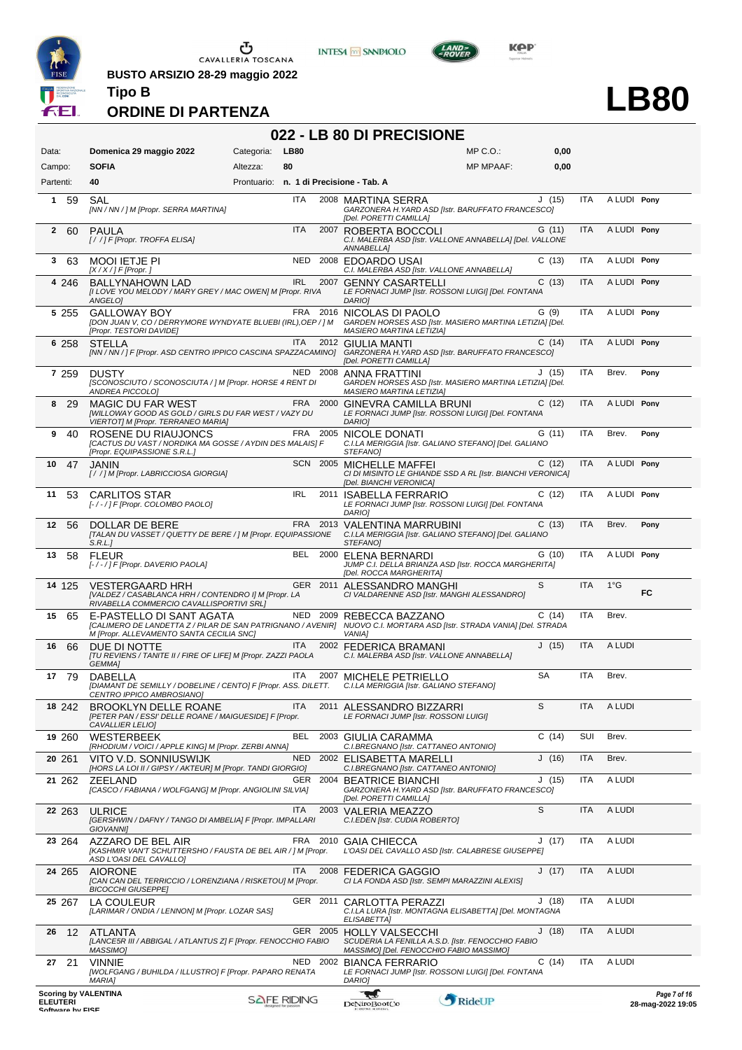BUSTO ARSIZIO 28-29 maggio 2022

**Tipo B**

**ORDINE DI PARTENZA**

# LB80

## 022 - LB 80 DI PRECISIONE

| Data: | Domenica 29 maggio 2022 | Categoria: | LB80 | MP C.O.: | 0,00 |
|---|---|---|---|---|---|
| Campo: | SOFIA | Altezza: | 80 | MP MPAAF: | 0,00 |
| Partenti: | 40 | Prontuario: | n. 1 di Precisione - Tab. A | | |

| # | N. | Cavallo | Naz. | Anno | Cavaliere | Cat. | Naz. | Patente | Tipo |
|---|---|---|---|---|---|---|---|---|---|
| 1 | 59 | SAL<br>*[NN / NN / ] M [Propr. SERRA MARTINA]* | ITA | 2008 | MARTINA SERRA<br>*GARZONERA H.YARD ASD [Istr. BARUFFATO FRANCESCO] [Del. PORETTI CAMILLA]* | J (15) | ITA | A LUDI | Pony |
| 2 | 60 | PAULA<br>*[ / / ] F [Propr. TROFFA ELISA]* | ITA | 2007 | ROBERTA BOCCOLI<br>*C.I. MALERBA ASD [Istr. VALLONE ANNABELLA] [Del. VALLONE ANNABELLA]* | G (11) | ITA | A LUDI | Pony |
| 3 | 63 | MOOI IETJE PI<br>*[X / X / ] F [Propr. ]* | NED | 2008 | EDOARDO USAI<br>*C.I. MALERBA ASD [Istr. VALLONE ANNABELLA]* | C (13) | ITA | A LUDI | Pony |
| 4 | 246 | BALLYNAHOWN LAD<br>*[I LOVE YOU MELODY / MARY GREY / MAC OWEN] M [Propr. RIVA ANGELO]* | IRL | 2007 | GENNY CASARTELLI<br>*LE FORNACI JUMP [Istr. ROSSONI LUIGI] [Del. FONTANA DARIO]* | C (13) | ITA | A LUDI | Pony |
| 5 | 255 | GALLOWAY BOY<br>*[DON JUAN V, CO / DERRYMORE WYNDYATE BLUEBI (IRL),OEP / ] M [Propr. TESTORI DAVIDE]* | FRA | 2016 | NICOLAS DI PAOLO<br>*GARDEN HORSES ASD [Istr. MASIERO MARTINA LETIZIA] [Del. MASIERO MARTINA LETIZIA]* | G (9) | ITA | A LUDI | Pony |
| 6 | 258 | STELLA<br>*[NN / NN / ] F [Propr. ASD CENTRO IPPICO CASCINA SPAZZACAMINO]* | ITA | 2012 | GIULIA MANTI<br>*GARZONERA H.YARD ASD [Istr. BARUFFATO FRANCESCO] [Del. PORETTI CAMILLA]* | C (14) | ITA | A LUDI | Pony |
| 7 | 259 | DUSTY<br>*[SCONOSCIUTO / SCONOSCIUTA / ] M [Propr. HORSE 4 RENT DI ANDREA PICCOLO]* | NED | 2008 | ANNA FRATTINI<br>*GARDEN HORSES ASD [Istr. MASIERO MARTINA LETIZIA] [Del. MASIERO MARTINA LETIZIA]* | J (15) | ITA | Brev. | Pony |
| 8 | 29 | MAGIC DU FAR WEST<br>*[WILLOWAY GOOD AS GOLD / GIRLS DU FAR WEST / VAZY DU VIERTOT] M [Propr. TERRANEO MARIA]* | FRA | 2000 | GINEVRA CAMILLA BRUNI<br>*LE FORNACI JUMP [Istr. ROSSONI LUIGI] [Del. FONTANA DARIO]* | C (12) | ITA | A LUDI | Pony |
| 9 | 40 | ROSENE DU RIAUJONCS<br>*[CACTUS DU VAST / NORDIKA MA GOSSE / AYDIN DES MALAIS] F [Propr. EQUIPASSIONE S.R.L.]* | FRA | 2005 | NICOLE DONATI<br>*C.I.LA MERIGGIA [Istr. GALIANO STEFANO] [Del. GALIANO STEFANO]* | G (11) | ITA | Brev. | Pony |
| 10 | 47 | JANIN<br>*[ / / ] M [Propr. LABRICCIOSA GIORGIA]* | SCN | 2005 | MICHELLE MAFFEI<br>*CI DI MISINTO LE GHIANDE SSD A RL [Istr. BIANCHI VERONICA] [Del. BIANCHI VERONICA]* | C (12) | ITA | A LUDI | Pony |
| 11 | 53 | CARLITOS STAR<br>*[- / - / ] F [Propr. COLOMBO PAOLO]* | IRL | 2011 | ISABELLA FERRARIO<br>*LE FORNACI JUMP [Istr. ROSSONI LUIGI] [Del. FONTANA DARIO]* | C (12) | ITA | A LUDI | Pony |
| 12 | 56 | DOLLAR DE BERE<br>*[TALAN DU VASSET / QUETTY DE BERE / ] M [Propr. EQUIPASSIONE S.R.L.]* | FRA | 2013 | VALENTINA MARRUBINI<br>*C.I.LA MERIGGIA [Istr. GALIANO STEFANO] [Del. GALIANO STEFANO]* | C (13) | ITA | Brev. | Pony |
| 13 | 58 | FLEUR<br>*[- / - / ] F [Propr. DAVERIO PAOLA]* | BEL | 2000 | ELENA BERNARDI<br>*JUMP C.I. DELLA BRIANZA ASD [Istr. ROCCA MARGHERITA] [Del. ROCCA MARGHERITA]* | G (10) | ITA | A LUDI | Pony |
| 14 | 125 | VESTERGAARD HRH<br>*[VALDEZ / CASABLANCA HRH / CONTENDRO I] M [Propr. LA RIVABELLA COMMERCIO CAVALLISPORTIVI SRL]* | GER | 2011 | ALESSANDRO MANGHI<br>*CI VALDARENNE ASD [Istr. MANGHI ALESSANDRO]* | S | ITA | 1°G | FC |
| 15 | 65 | E-PASTELLO DI SANT AGATA<br>*[CALIMERO DE LANDETTA Z / PILAR DE SAN PATRIGNANO / AVENIR] M [Propr. ALLEVAMENTO SANTA CECILIA SNC]* | NED | 2009 | REBECCA BAZZANO<br>*NUOVO C.I. MORTARA ASD [Istr. STRADA VANIA] [Del. STRADA VANIA]* | C (14) | ITA | Brev. | |
| 16 | 66 | DUE DI NOTTE<br>*[TU REVIENS / TANITE II / FIRE OF LIFE] M [Propr. ZAZZI PAOLA GEMMA]* | ITA | 2002 | FEDERICA BRAMANI<br>*C.I. MALERBA ASD [Istr. VALLONE ANNABELLA]* | J (15) | ITA | A LUDI | |
| 17 | 79 | DABELLA<br>*[DIAMANT DE SEMILLY / DOBELINE / CENTO] F [Propr. ASS. DILETT. CENTRO IPPICO AMBROSIANO]* | ITA | 2007 | MICHELE PETRIELLO<br>*C.I.LA MERIGGIA [Istr. GALIANO STEFANO]* | SA | ITA | Brev. | |
| 18 | 242 | BROOKLYN DELLE ROANE<br>*[PETER PAN / ESSI' DELLE ROANE / MAIGUESIDE] F [Propr. CAVALLIER LELIO]* | ITA | 2011 | ALESSANDRO BIZZARRI<br>*LE FORNACI JUMP [Istr. ROSSONI LUIGI]* | S | ITA | A LUDI | |
| 19 | 260 | WESTERBEEK<br>*[RHODIUM / VOICI / APPLE KING] M [Propr. ZERBI ANNA]* | BEL | 2003 | GIULIA CARAMMA<br>*C.I.BREGNANO [Istr. CATTANEO ANTONIO]* | C (14) | SUI | Brev. | |
| 20 | 261 | VITO V.D. SONNIUSWIJK<br>*[HORS LA LOI II / GIPSY / AKTEUR] M [Propr. TANDI GIORGIO]* | NED | 2002 | ELISABETTA MARELLI<br>*C.I.BREGNANO [Istr. CATTANEO ANTONIO]* | J (16) | ITA | Brev. | |
| 21 | 262 | ZEELAND<br>*[CASCO / FABIANA / WOLFGANG] M [Propr. ANGIOLINI SILVIA]* | GER | 2004 | BEATRICE BIANCHI<br>*GARZONERA H.YARD ASD [Istr. BARUFFATO FRANCESCO] [Del. PORETTI CAMILLA]* | J (15) | ITA | A LUDI | |
| 22 | 263 | ULRICE<br>*[GERSHWIN / DAFNY / TANGO DI AMBELIA] F [Propr. IMPALLARI GIOVANNI]* | ITA | 2003 | VALERIA MEAZZO<br>*C.I.EDEN [Istr. CUDIA ROBERTO]* | S | ITA | A LUDI | |
| 23 | 264 | AZZARO DE BEL AIR<br>*[KASHMIR VAN'T SCHUTTERSHO / FAUSTA DE BEL AIR / ] M [Propr. ASD L'OASI DEL CAVALLO]* | FRA | 2010 | GAIA CHIECCA<br>*L'OASI DEL CAVALLO ASD [Istr. CALABRESE GIUSEPPE]* | J (17) | ITA | A LUDI | |
| 24 | 265 | AIORONE<br>*[CAN CAN DEL TERRICCIO / LORENZIANA / RISKETOU] M [Propr. BICOCCHI GIUSEPPE]* | ITA | 2008 | FEDERICA GAGGIO<br>*CI LA FONDA ASD [Istr. SEMPI MARAZZINI ALEXIS]* | J (17) | ITA | A LUDI | |
| 25 | 267 | LA COULEUR<br>*[LARIMAR / ONDIA / LENNON] M [Propr. LOZAR SAS]* | GER | 2011 | CARLOTTA PERAZZI<br>*C.I.LA LURA [Istr. MONTAGNA ELISABETTA] [Del. MONTAGNA ELISABETTA]* | J (18) | ITA | A LUDI | |
| 26 | 12 | ATLANTA<br>*[LANCESR III / ABBIGAL / ATLANTUS Z] F [Propr. FENOCCHIO FABIO MASSIMO]* | GER | 2005 | HOLLY VALSECCHI<br>*SCUDERIA LA FENILLA A.S.D. [Istr. FENOCCHIO FABIO MASSIMO] [Del. FENOCCHIO FABIO MASSIMO]* | J (18) | ITA | A LUDI | |
| 27 | 21 | VINNIE<br>*[WOLFGANG / BUHILDA / ILLUSTRO] F [Propr. PAPARO RENATA MARIA]* | NED | 2002 | BIANCA FERRARIO<br>*LE FORNACI JUMP [Istr. ROSSONI LUIGI] [Del. FONTANA DARIO]* | C (14) | ITA | A LUDI | |

Scoring by VALENTINA ELEUTERI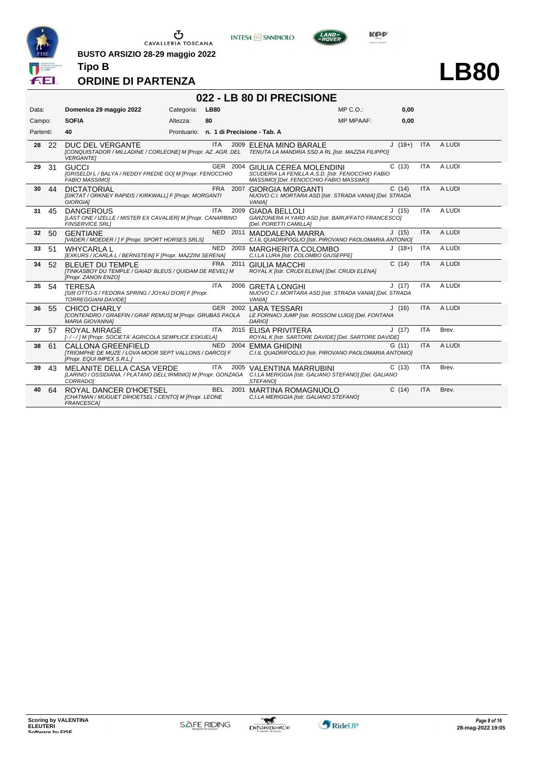BUSTO ARSIZIO 28-29 maggio 2022

**Tipo B**

## ORDINE DI PARTENZA

# LB80

## 022 - LB 80 DI PRECISIONE

| | | | | | |
|---|---|---|---|---|---|
| Data: | Domenica 29 maggio 2022 | Categoria: | LB80 | MP C.O.: | 0,00 |
| Campo: | SOFIA | Altezza: | 80 | MP MPAAF: | 0,00 |
| Partenti: | 40 | Prontuario: | n. 1 di Precisione - Tab. A | | |

| | | Cavallo | Naz. | Anno | Cavaliere | Cat. | Naz. | |
|---|---|---|---|---|---|---|---|---|
| 28 | 22 | DUC DEL VERGANTE *[CONQUISTADOR / MILLADINE / CORLEONE] M [Propr. AZ. AGR. DEL VERGANTE]* | ITA | 2009 | ELENA MINO BARALE *TENUTA LA MANDRIA SSD A RL [Istr. MAZZIA FILIPPO]* | J (18+) | ITA | A LUDI |
| 29 | 31 | GUCCI *[GRISELDI L / BALYA / REDDY FREDIE GO] M [Propr. FENOCCHIO FABIO MASSIMO]* | GER | 2004 | GIULIA CEREA MOLENDINI *SCUDERIA LA FENILLA A.S.D. [Istr. FENOCCHIO FABIO MASSIMO] [Del. FENOCCHIO FABIO MASSIMO]* | C (13) | ITA | A LUDI |
| 30 | 44 | DICTATORIAL *[DIKTAT / ORKNEY RAPIDS / KIRKWALL] F [Propr. MORGANTI GIORGIA]* | FRA | 2007 | GIORGIA MORGANTI *NUOVO C.I. MORTARA ASD [Istr. STRADA VANIA] [Del. STRADA VANIA]* | C (14) | ITA | A LUDI |
| 31 | 45 | DANGEROUS *[LAST ONE / IZELLE / MISTER EX CAVALIER] M [Propr. CANARBINO FINSERVICE SRL]* | ITA | 2009 | GIADA BELLOLI *GARZONERA H.YARD ASD [Istr. BARUFFATO FRANCESCO] [Del. PORETTI CAMILLA]* | J (15) | ITA | A LUDI |
| 32 | 50 | GENTIANE *[VADER / MOEDER / ] F [Propr. SPORT HORSES SRLS]* | NED | 2011 | MADDALENA MARRA *C.I.IL QUADRIFOGLIO [Istr. PIROVANO PAOLOMARIA ANTONIO]* | J (15) | ITA | A LUDI |
| 33 | 51 | WHYCARLA L *[EXKURS / ICARLA L / BERNSTEIN] F [Propr. MAZZINI SERENA]* | NED | 2003 | MARGHERITA COLOMBO *C.I.LA LURA [Istr. COLOMBO GIUSEPPE]* | J (18+) | ITA | A LUDI |
| 34 | 52 | BLEUET DU TEMPLE *[TINKASBOY DU TEMPLE / GAIAD' BLEUS / QUIDAM DE REVEL] M [Propr. ZANON ENZO]* | FRA | 2011 | GIULIA MACCHI *ROYAL K [Istr. CRUDI ELENA] [Del. CRUDI ELENA]* | C (14) | ITA | A LUDI |
| 35 | 54 | TERESA *[SIR OTTO-S / FEDORA SPRING / JOYAU D'OR] F [Propr. TORREGGIANI DAVIDE]* | ITA | 2006 | GRETA LONGHI *NUOVO C.I. MORTARA ASD [Istr. STRADA VANIA] [Del. STRADA VANIA]* | J (17) | ITA | A LUDI |
| 36 | 55 | CHICO CHARLY *[CONTENDRO / GRAEFIN / GRAF REMUS] M [Propr. GRUBAS PAOLA MARIA GIOVANNA]* | GER | 2002 | LARA TESSARI *LE FORNACI JUMP [Istr. ROSSONI LUIGI] [Del. FONTANA DARIO]* | J (16) | ITA | A LUDI |
| 37 | 57 | ROYAL MIRAGE *[- / - / ] M [Propr. SOCIETA' AGRICOLA SEMPLICE ESKUELA]* | ITA | 2015 | ELISA PRIVITERA *ROYAL K [Istr. SARTORE DAVIDE] [Del. SARTORE DAVIDE]* | J (17) | ITA | Brev. |
| 38 | 61 | CALLONA GREENFIELD *[TRIOMPHE DE MUZE / LOVA MOOR SEPT VALLONS / DARCO] F [Propr. EQUI IMPEX S.R.L.]* | NED | 2004 | EMMA GHIDINI *C.I.IL QUADRIFOGLIO [Istr. PIROVANO PAOLOMARIA ANTONIO]* | G (11) | ITA | A LUDI |
| 39 | 43 | MELANITE DELLA CASA VERDE *[LARINO / OSSIDIANA. / PLATANO DELL'IRMINIO] M [Propr. GONZAGA CORRADO]* | ITA | 2005 | VALENTINA MARRUBINI *C.I.LA MERIGGIA [Istr. GALIANO STEFANO] [Del. GALIANO STEFANO]* | C (13) | ITA | Brev. |
| 40 | 64 | ROYAL DANCER D'HOETSEL *[CHATMAN / MUGUET DHOETSEL / CENTO] M [Propr. LEONE FRANCESCA]* | BEL | 2001 | MARTINA ROMAGNUOLO *C.I.LA MERIGGIA [Istr. GALIANO STEFANO]* | C (14) | ITA | Brev. |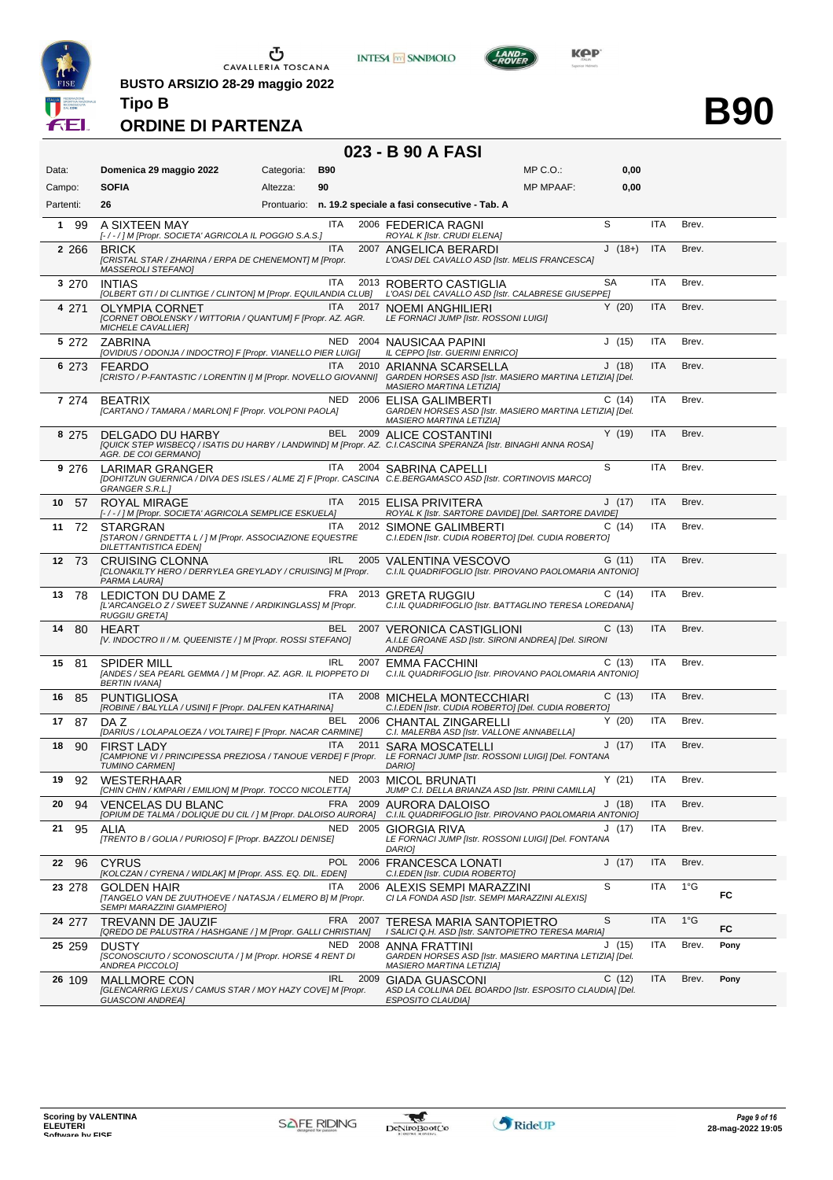**BUSTO ARSIZIO 28-29 maggio 2022**

**Tipo B**

**ORDINE DI PARTENZA**

# B90

## 023 - B 90 A FASI

| | | | | | |
|---|---|---|---|---|---|
| Data: | **Domenica 29 maggio 2022** | Categoria: | **B90** | MP C.O.: | **0,00** |
| Campo: | **SOFIA** | Altezza: | **90** | MP MPAAF: | **0,00** |
| Partenti: | **26** | Prontuario: | **n. 19.2 speciale a fasi consecutive - Tab. A** | | |

| # | N. | Cavallo | Naz. | Anno | Cavaliere | Cat. | Naz. | Brev. | |
|---|---|---|---|---|---|---|---|---|---|
| 1 | 99 | A SIXTEEN MAY<br>*[- / - / ] M [Propr. SOCIETA' AGRICOLA IL POGGIO S.A.S.]* | ITA | 2006 | FEDERICA RAGNI<br>*ROYAL K [Istr. CRUDI ELENA]* | S | ITA | Brev. | |
| 2 | 266 | BRICK<br>*[CRISTAL STAR / ZHARINA / ERPA DE CHENEMONT] M [Propr. MASSEROLI STEFANO]* | ITA | 2007 | ANGELICA BERARDI<br>*L'OASI DEL CAVALLO ASD [Istr. MELIS FRANCESCA]* | J (18+) | ITA | Brev. | |
| 3 | 270 | INTIAS<br>*[OLBERT GTI / DI CLINTIGE / CLINTON] M [Propr. EQUILANDIA CLUB]* | ITA | 2013 | ROBERTO CASTIGLIA<br>*L'OASI DEL CAVALLO ASD [Istr. CALABRESE GIUSEPPE]* | SA | ITA | Brev. | |
| 4 | 271 | OLYMPIA CORNET<br>*[CORNET OBOLENSKY / WITTORIA / QUANTUM] F [Propr. AZ. AGR. MICHELE CAVALLIER]* | ITA | 2017 | NOEMI ANGHILIERI<br>*LE FORNACI JUMP [Istr. ROSSONI LUIGI]* | Y (20) | ITA | Brev. | |
| 5 | 272 | ZABRINA<br>*[OVIDIUS / ODONJA / INDOCTRO] F [Propr. VIANELLO PIER LUIGI]* | NED | 2004 | NAUSICAA PAPINI<br>*IL CEPPO [Istr. GUERINI ENRICO]* | J (15) | ITA | Brev. | |
| 6 | 273 | FEARDO<br>*[CRISTO / P-FANTASTIC / LORENTIN I] M [Propr. NOVELLO GIOVANNI]* | ITA | 2010 | ARIANNA SCARSELLA<br>*GARDEN HORSES ASD [Istr. MASIERO MARTINA LETIZIA] [Del. MASIERO MARTINA LETIZIA]* | J (18) | ITA | Brev. | |
| 7 | 274 | BEATRIX<br>*[CARTANO / TAMARA / MARLON] F [Propr. VOLPONI PAOLA]* | NED | 2006 | ELISA GALIMBERTI<br>*GARDEN HORSES ASD [Istr. MASIERO MARTINA LETIZIA] [Del. MASIERO MARTINA LETIZIA]* | C (14) | ITA | Brev. | |
| 8 | 275 | DELGADO DU HARBY<br>*[QUICK STEP WISBECQ / ISATIS DU HARBY / LANDWIND] M [Propr. AZ. AGR. DE COI GERMANO]* | BEL | 2009 | ALICE COSTANTINI<br>*C.I.CASCINA SPERANZA [Istr. BINAGHI ANNA ROSA]* | Y (19) | ITA | Brev. | |
| 9 | 276 | LARIMAR GRANGER<br>*[DOHITZUN GUERNICA / DIVA DES ISLES / ALME Z] F [Propr. CASCINA GRANGER S.R.L.]* | ITA | 2004 | SABRINA CAPELLI<br>*C.E.BERGAMASCO ASD [Istr. CORTINOVIS MARCO]* | S | ITA | Brev. | |
| 10 | 57 | ROYAL MIRAGE<br>*[- / - / ] M [Propr. SOCIETA' AGRICOLA SEMPLICE ESKUELA]* | ITA | 2015 | ELISA PRIVITERA<br>*ROYAL K [Istr. SARTORE DAVIDE] [Del. SARTORE DAVIDE]* | J (17) | ITA | Brev. | |
| 11 | 72 | STARGRAN<br>*[STARON / GRNDETTA L / ] M [Propr. ASSOCIAZIONE EQUESTRE DILETTANTISTICA EDEN]* | ITA | 2012 | SIMONE GALIMBERTI<br>*C.I.EDEN [Istr. CUDIA ROBERTO] [Del. CUDIA ROBERTO]* | C (14) | ITA | Brev. | |
| 12 | 73 | CRUISING CLONNA<br>*[CLONAKILTY HERO / DERRYLEA GREYLADY / CRUISING] M [Propr. PARMA LAURA]* | IRL | 2005 | VALENTINA VESCOVO<br>*C.I.IL QUADRIFOGLIO [Istr. PIROVANO PAOLOMARIA ANTONIO]* | G (11) | ITA | Brev. | |
| 13 | 78 | LEDICTON DU DAME Z<br>*[L'ARCANGELO Z / SWEET SUZANNE / ARDIKINGLASS] M [Propr. RUGGIU GRETA]* | FRA | 2013 | GRETA RUGGIU<br>*C.I.IL QUADRIFOGLIO [Istr. BATTAGLINO TERESA LOREDANA]* | C (14) | ITA | Brev. | |
| 14 | 80 | HEART<br>*[V. INDOCTRO II / M. QUEENISTE / ] M [Propr. ROSSI STEFANO]* | BEL | 2007 | VERONICA CASTIGLIONI<br>*A.I.LE GROANE ASD [Istr. SIRONI ANDREA] [Del. SIRONI ANDREA]* | C (13) | ITA | Brev. | |
| 15 | 81 | SPIDER MILL<br>*[ANDES / SEA PEARL GEMMA / ] M [Propr. AZ. AGR. IL PIOPPETO DI BERTIN IVANA]* | IRL | 2007 | EMMA FACCHINI<br>*C.I.IL QUADRIFOGLIO [Istr. PIROVANO PAOLOMARIA ANTONIO]* | C (13) | ITA | Brev. | |
| 16 | 85 | PUNTIGLIOSA<br>*[ROBINE / BALYLLA / USINI] F [Propr. DALFEN KATHARINA]* | ITA | 2008 | MICHELA MONTECCHIARI<br>*C.I.EDEN [Istr. CUDIA ROBERTO] [Del. CUDIA ROBERTO]* | C (13) | ITA | Brev. | |
| 17 | 87 | DA Z<br>*[DARIUS / LOLAPALOEZA / VOLTAIRE] F [Propr. NACAR CARMINE]* | BEL | 2006 | CHANTAL ZINGARELLI<br>*C.I. MALERBA ASD [Istr. VALLONE ANNABELLA]* | Y (20) | ITA | Brev. | |
| 18 | 90 | FIRST LADY<br>*[CAMPIONE VI / PRINCIPESSA PREZIOSA / TANOUE VERDE] F [Propr. TUMINO CARMEN]* | ITA | 2011 | SARA MOSCATELLI<br>*LE FORNACI JUMP [Istr. ROSSONI LUIGI] [Del. FONTANA DARIO]* | J (17) | ITA | Brev. | |
| 19 | 92 | WESTERHAAR<br>*[CHIN CHIN / KMPARI / EMILION] M [Propr. TOCCO NICOLETTA]* | NED | 2003 | MICOL BRUNATI<br>*JUMP C.I. DELLA BRIANZA ASD [Istr. PRINI CAMILLA]* | Y (21) | ITA | Brev. | |
| 20 | 94 | VENCELAS DU BLANC<br>*[OPIUM DE TALMA / DOLIQUE DU CIL / ] M [Propr. DALOISO AURORA]* | FRA | 2009 | AURORA DALOISO<br>*C.I.IL QUADRIFOGLIO [Istr. PIROVANO PAOLOMARIA ANTONIO]* | J (18) | ITA | Brev. | |
| 21 | 95 | ALIA<br>*[TRENTO B / GOLIA / PURIOSO] F [Propr. BAZZOLI DENISE]* | NED | 2005 | GIORGIA RIVA<br>*LE FORNACI JUMP [Istr. ROSSONI LUIGI] [Del. FONTANA DARIO]* | J (17) | ITA | Brev. | |
| 22 | 96 | CYRUS<br>*[KOLCZAN / CYRENA / WIDLAK] M [Propr. ASS. EQ. DIL. EDEN]* | POL | 2006 | FRANCESCA LONATI<br>*C.I.EDEN [Istr. CUDIA ROBERTO]* | J (17) | ITA | Brev. | |
| 23 | 278 | GOLDEN HAIR<br>*[TANGELO VAN DE ZUUTHOEVE / NATASJA / ELMERO B] M [Propr. SEMPI MARAZZINI GIAMPIERO]* | ITA | 2006 | ALEXIS SEMPI MARAZZINI<br>*CI LA FONDA ASD [Istr. SEMPI MARAZZINI ALEXIS]* | S | ITA | 1°G | FC |
| 24 | 277 | TREVANN DE JAUZIF<br>*[QREDO DE PALUSTRA / HASHGANE / ] M [Propr. GALLI CHRISTIAN]* | FRA | 2007 | TERESA MARIA SANTOPIETRO<br>*I SALICI Q.H. ASD [Istr. SANTOPIETRO TERESA MARIA]* | S | ITA | 1°G | FC |
| 25 | 259 | DUSTY<br>*[SCONOSCIUTO / SCONOSCIUTA / ] M [Propr. HORSE 4 RENT DI ANDREA PICCOLO]* | NED | 2008 | ANNA FRATTINI<br>*GARDEN HORSES ASD [Istr. MASIERO MARTINA LETIZIA] [Del. MASIERO MARTINA LETIZIA]* | J (15) | ITA | Brev. | Pony |
| 26 | 109 | MALLMORE CON<br>*[GLENCARRIG LEXUS / CAMUS STAR / MOY HAZY COVE] M [Propr. GUASCONI ANDREA]* | IRL | 2009 | GIADA GUASCONI<br>*ASD LA COLLINA DEL BOARDO [Istr. ESPOSITO CLAUDIA] [Del. ESPOSITO CLAUDIA]* | C (12) | ITA | Brev. | Pony |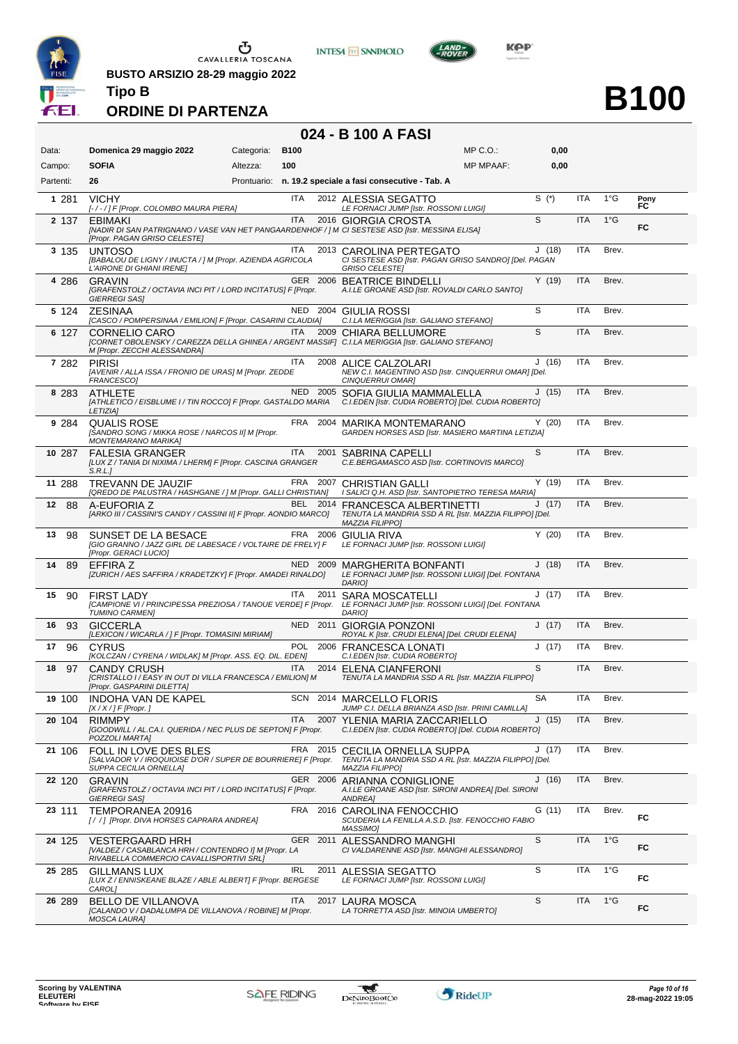BUSTO ARSIZIO 28-29 maggio 2022

**Tipo B**

## ORDINE DI PARTENZA

# B100

## 024 - B 100 A FASI

| | | | | | | |
|---|---|---|---|---|---|---|
| Data: | **Domenica 29 maggio 2022** | Categoria: | **B100** | | MP C.O.: | **0,00** |
| Campo: | **SOFIA** | Altezza: | **100** | | MP MPAAF: | **0,00** |
| Partenti: | **26** | Prontuario: | **n. 19.2 speciale a fasi consecutive - Tab. A** | | | |

| N. | Pett. | Cavallo | Naz. | Anno | Cavaliere | Cat. | Naz. | Grado | |
|---|---|---|---|---|---|---|---|---|---|
| 1 | 281 | VICHY *[- / - / ] F [Propr. COLOMBO MAURA PIERA]* | ITA | 2012 | ALESSIA SEGATTO *LE FORNACI JUMP [Istr. ROSSONI LUIGI]* | S (*) | ITA | 1°G | Pony FC |
| 2 | 137 | EBIMAKI *[NADIR DI SAN PATRIGNANO / VASE VAN HET PANGAARDENHOF / ] M [Propr. PAGAN GRISO CELESTE]* | ITA | 2016 | GIORGIA CROSTA *CI SESTESE ASD [Istr. MESSINA ELISA]* | S | ITA | 1°G | FC |
| 3 | 135 | UNTOSO *[BABALOU DE LIGNY / INUCTA / ] M [Propr. AZIENDA AGRICOLA L'AIRONE DI GHIANI IRENE]* | ITA | 2013 | CAROLINA PERTEGATO *CI SESTESE ASD [Istr. PAGAN GRISO SANDRO] [Del. PAGAN GRISO CELESTE]* | J (18) | ITA | Brev. | |
| 4 | 286 | GRAVIN *[GRAFENSTOLZ / OCTAVIA INCI PIT / LORD INCITATUS] F [Propr. GIERREGI SAS]* | GER | 2006 | BEATRICE BINDELLI *A.I.LE GROANE ASD [Istr. ROVALDI CARLO SANTO]* | Y (19) | ITA | Brev. | |
| 5 | 124 | ZESINAA *[CASCO / POMPERSINAA / EMILION] F [Propr. CASARINI CLAUDIA]* | NED | 2004 | GIULIA ROSSI *C.I.LA MERIGGIA [Istr. GALIANO STEFANO]* | S | ITA | Brev. | |
| 6 | 127 | CORNELIO CARO *[CORNET OBOLENSKY / CAREZZA DELLA GHINEA / ARGENT MASSIF] M [Propr. ZECCHI ALESSANDRA]* | ITA | 2009 | CHIARA BELLUMORE *C.I.LA MERIGGIA [Istr. GALIANO STEFANO]* | S | ITA | Brev. | |
| 7 | 282 | PIRISI *[AVENIR / ALLA ISSA / FRONIO DE URAS] M [Propr. ZEDDE FRANCESCO]* | ITA | 2008 | ALICE CALZOLARI *NEW C.I. MAGENTINO ASD [Istr. CINQUERRUI OMAR] [Del. CINQUERRUI OMAR]* | J (16) | ITA | Brev. | |
| 8 | 283 | ATHLETE *[ATHLETICO / EISBLUME I / TIN ROCCO] F [Propr. GASTALDO MARIA LETIZIA]* | NED | 2005 | SOFIA GIULIA MAMMALELLA *C.I.EDEN [Istr. CUDIA ROBERTO] [Del. CUDIA ROBERTO]* | J (15) | ITA | Brev. | |
| 9 | 284 | QUALIS ROSE *[SANDRO SONG / MIKKA ROSE / NARCOS II] M [Propr. MONTEMARANO MARIKA]* | FRA | 2004 | MARIKA MONTEMARANO *GARDEN HORSES ASD [Istr. MASIERO MARTINA LETIZIA]* | Y (20) | ITA | Brev. | |
| 10 | 287 | FALESIA GRANGER *[LUX Z / TANIA DI NIXIMA / LHERM] F [Propr. CASCINA GRANGER S.R.L.]* | ITA | 2001 | SABRINA CAPELLI *C.E.BERGAMASCO ASD [Istr. CORTINOVIS MARCO]* | S | ITA | Brev. | |
| 11 | 288 | TREVANN DE JAUZIF *[QREDO DE PALUSTRA / HASHGANE / ] M [Propr. GALLI CHRISTIAN]* | FRA | 2007 | CHRISTIAN GALLI *I SALICI Q.H. ASD [Istr. SANTOPIETRO TERESA MARIA]* | Y (19) | ITA | Brev. | |
| 12 | 88 | A-EUFORIA Z *[ARKO III / CASSINI'S CANDY / CASSINI II] F [Propr. AONDIO MARCO]* | BEL | 2014 | FRANCESCA ALBERTINETTI *TENUTA LA MANDRIA SSD A RL [Istr. MAZZIA FILIPPO] [Del. MAZZIA FILIPPO]* | J (17) | ITA | Brev. | |
| 13 | 98 | SUNSET DE LA BESACE *[GIO GRANNO / JAZZ GIRL DE LABESACE / VOLTAIRE DE FRELY] F [Propr. GERACI LUCIO]* | FRA | 2006 | GIULIA RIVA *LE FORNACI JUMP [Istr. ROSSONI LUIGI]* | Y (20) | ITA | Brev. | |
| 14 | 89 | EFFIRA Z *[ZURICH / AES SAFFIRA / KRADETZKY] F [Propr. AMADEI RINALDO]* | NED | 2009 | MARGHERITA BONFANTI *LE FORNACI JUMP [Istr. ROSSONI LUIGI] [Del. FONTANA DARIO]* | J (18) | ITA | Brev. | |
| 15 | 90 | FIRST LADY *[CAMPIONE VI / PRINCIPESSA PREZIOSA / TANOUE VERDE] F [Propr. TUMINO CARMEN]* | ITA | 2011 | SARA MOSCATELLI *LE FORNACI JUMP [Istr. ROSSONI LUIGI] [Del. FONTANA DARIO]* | J (17) | ITA | Brev. | |
| 16 | 93 | GICCERLA *[LEXICON / WICARLA / ] F [Propr. TOMASINI MIRIAM]* | NED | 2011 | GIORGIA PONZONI *ROYAL K [Istr. CRUDI ELENA] [Del. CRUDI ELENA]* | J (17) | ITA | Brev. | |
| 17 | 96 | CYRUS *[KOLCZAN / CYRENA / WIDLAK] M [Propr. ASS. EQ. DIL. EDEN]* | POL | 2006 | FRANCESCA LONATI *C.I.EDEN [Istr. CUDIA ROBERTO]* | J (17) | ITA | Brev. | |
| 18 | 97 | CANDY CRUSH *[CRISTALLO I / EASY IN OUT DI VILLA FRANCESCA / EMILION] M [Propr. GASPARINI DILETTA]* | ITA | 2014 | ELENA CIANFERONI *TENUTA LA MANDRIA SSD A RL [Istr. MAZZIA FILIPPO]* | S | ITA | Brev. | |
| 19 | 100 | INDOHA VAN DE KAPEL *[X / X / ] F [Propr. ]* | SCN | 2014 | MARCELLO FLORIS *JUMP C.I. DELLA BRIANZA ASD [Istr. PRINI CAMILLA]* | SA | ITA | Brev. | |
| 20 | 104 | RIMMPY *[GOODWILL / AL.CA.I. QUERIDA / NEC PLUS DE SEPTON] F [Propr. POZZOLI MARTA]* | ITA | 2007 | YLENIA MARIA ZACCARIELLO *C.I.EDEN [Istr. CUDIA ROBERTO] [Del. CUDIA ROBERTO]* | J (15) | ITA | Brev. | |
| 21 | 106 | FOLL IN LOVE DES BLES *[SALVADOR V / IROQUOISE D'OR / SUPER DE BOURRIERE] F [Propr. SUPPA CECILIA ORNELLA]* | FRA | 2015 | CECILIA ORNELLA SUPPA *TENUTA LA MANDRIA SSD A RL [Istr. MAZZIA FILIPPO] [Del. MAZZIA FILIPPO]* | J (17) | ITA | Brev. | |
| 22 | 120 | GRAVIN *[GRAFENSTOLZ / OCTAVIA INCI PIT / LORD INCITATUS] F [Propr. GIERREGI SAS]* | GER | 2006 | ARIANNA CONIGLIONE *A.I.LE GROANE ASD [Istr. SIRONI ANDREA] [Del. SIRONI ANDREA]* | J (16) | ITA | Brev. | |
| 23 | 111 | TEMPORANEA 20916 *[ / / ] [Propr. DIVA HORSES CAPRARA ANDREA]* | FRA | 2016 | CAROLINA FENOCCHIO *SCUDERIA LA FENILLA A.S.D. [Istr. FENOCCHIO FABIO MASSIMO]* | G (11) | ITA | Brev. | FC |
| 24 | 125 | VESTERGAARD HRH *[VALDEZ / CASABLANCA HRH / CONTENDRO I] M [Propr. LA RIVABELLA COMMERCIO CAVALLISPORTIVI SRL]* | GER | 2011 | ALESSANDRO MANGHI *CI VALDARENNE ASD [Istr. MANGHI ALESSANDRO]* | S | ITA | 1°G | FC |
| 25 | 285 | GILLMANS LUX *[LUX Z / ENNISKEANE BLAZE / ABLE ALBERT] F [Propr. BERGESE CAROL]* | IRL | 2011 | ALESSIA SEGATTO *LE FORNACI JUMP [Istr. ROSSONI LUIGI]* | S | ITA | 1°G | FC |
| 26 | 289 | BELLO DE VILLANOVA *[CALANDO V / DADALUMPA DE VILLANOVA / ROBINE] M [Propr. MOSCA LAURA]* | ITA | 2017 | LAURA MOSCA *LA TORRETTA ASD [Istr. MINOIA UMBERTO]* | S | ITA | 1°G | FC |

Scoring by VALENTINA ELEUTERI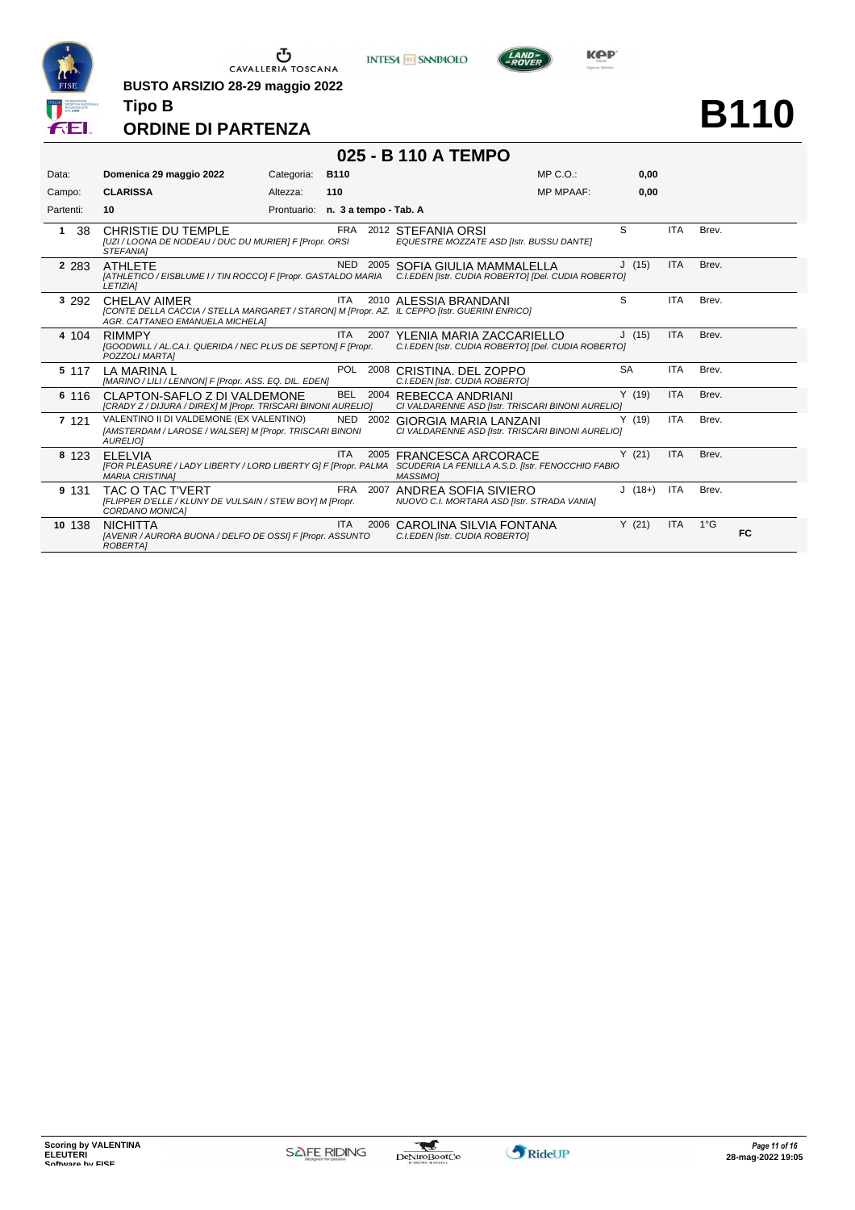BUSTO ARSIZIO 28-29 maggio 2022

**Tipo B**

## ORDINE DI PARTENZA

# B110

## 025 - B 110 A TEMPO

| | | | | | |
|---|---|---|---|---|---|
| Data: | **Domenica 29 maggio 2022** | Categoria: | **B110** | MP C.O.: | **0,00** |
| Campo: | **CLARISSA** | Altezza: | **110** | MP MPAAF: | **0,00** |
| Partenti: | **10** | Prontuario: | **n. 3 a tempo - Tab. A** | | |

| N. | Testiera | Cavallo | Naz. | Anno | Cavaliere | Cat. | Naz. | Pat. | |
|---|---|---|---|---|---|---|---|---|---|
| 1 | 38 | CHRISTIE DU TEMPLE *[UZI / LOONA DE NODEAU / DUC DU MURIER] F [Propr. ORSI STEFANIA]* | FRA | 2012 | STEFANIA ORSI *EQUESTRE MOZZATE ASD [Istr. BUSSU DANTE]* | S | ITA | Brev. | |
| 2 | 283 | ATHLETE *[ATHLETICO / EISBLUME I / TIN ROCCO] F [Propr. GASTALDO MARIA LETIZIA]* | NED | 2005 | SOFIA GIULIA MAMMALELLA *C.I.EDEN [Istr. CUDIA ROBERTO] [Del. CUDIA ROBERTO]* | J (15) | ITA | Brev. | |
| 3 | 292 | CHELAV AIMER *[CONTE DELLA CACCIA / STELLA MARGARET / STARON] M [Propr. AZ. AGR. CATTANEO EMANUELA MICHELA]* | ITA | 2010 | ALESSIA BRANDANI *IL CEPPO [Istr. GUERINI ENRICO]* | S | ITA | Brev. | |
| 4 | 104 | RIMMPY *[GOODWILL / AL.CA.I. QUERIDA / NEC PLUS DE SEPTON] F [Propr. POZZOLI MARTA]* | ITA | 2007 | YLENIA MARIA ZACCARIELLO *C.I.EDEN [Istr. CUDIA ROBERTO] [Del. CUDIA ROBERTO]* | J (15) | ITA | Brev. | |
| 5 | 117 | LA MARINA L *[MARINO / LILI / LENNON] F [Propr. ASS. EQ. DIL. EDEN]* | POL | 2008 | CRISTINA. DEL ZOPPO *C.I.EDEN [Istr. CUDIA ROBERTO]* | SA | ITA | Brev. | |
| 6 | 116 | CLAPTON-SAFLO Z DI VALDEMONE *[CRADY Z / DIJURA / DIREX] M [Propr. TRISCARI BINONI AURELIO]* | BEL | 2004 | REBECCA ANDRIANI *CI VALDARENNE ASD [Istr. TRISCARI BINONI AURELIO]* | Y (19) | ITA | Brev. | |
| 7 | 121 | VALENTINO II DI VALDEMONE (EX VALENTINO) *[AMSTERDAM / LAROSE / WALSER] M [Propr. TRISCARI BINONI AURELIO]* | NED | 2002 | GIORGIA MARIA LANZANI *CI VALDARENNE ASD [Istr. TRISCARI BINONI AURELIO]* | Y (19) | ITA | Brev. | |
| 8 | 123 | ELELVIA *[FOR PLEASURE / LADY LIBERTY / LORD LIBERTY G] F [Propr. PALMA MARIA CRISTINA]* | ITA | 2005 | FRANCESCA ARCORACE *SCUDERIA LA FENILLA A.S.D. [Istr. FENOCCHIO FABIO MASSIMO]* | Y (21) | ITA | Brev. | |
| 9 | 131 | TAC O TAC T'VERT *[FLIPPER D'ELLE / KLUNY DE VULSAIN / STEW BOY] M [Propr. CORDANO MONICA]* | FRA | 2007 | ANDREA SOFIA SIVIERO *NUOVO C.I. MORTARA ASD [Istr. STRADA VANIA]* | J (18+) | ITA | Brev. | |
| 10 | 138 | NICHITTA *[AVENIR / AURORA BUONA / DELFO DE OSSI] F [Propr. ASSUNTO ROBERTA]* | ITA | 2006 | CAROLINA SILVIA FONTANA *C.I.EDEN [Istr. CUDIA ROBERTO]* | Y (21) | ITA | 1°G | FC |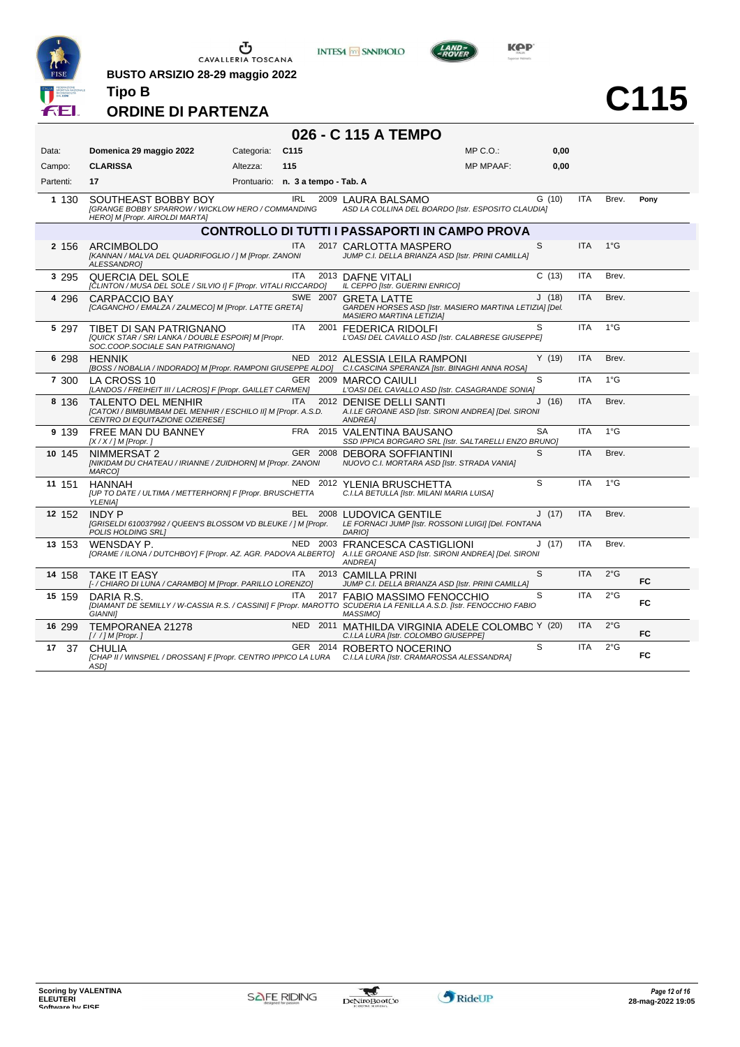CAVALLERIA TOSCANA

**BUSTO ARSIZIO 28-29 maggio 2022**

**Tipo B**

**ORDINE DI PARTENZA**

# C115

## 026 - C 115 A TEMPO

| | | | | | | |
|---|---|---|---|---|---|---|
| Data: | **Domenica 29 maggio 2022** | Categoria: | **C115** | | MP C.O.: | **0,00** |
| Campo: | **CLARISSA** | Altezza: | **115** | | MP MPAAF: | **0,00** |
| Partenti: | **17** | Prontuario: | **n. 3 a tempo - Tab. A** | | | |

| N. | Testiera | Cavallo | Naz. | Anno | Cavaliere | Cat. | Naz. | Grado | Note |
|---|---|---|---|---|---|---|---|---|---|
| 1 | 130 | SOUTHEAST BOBBY BOY *[GRANGE BOBBY SPARROW / WICKLOW HERO / COMMANDING HERO] M [Propr. AIROLDI MARTA]* | IRL | 2009 | LAURA BALSAMO *ASD LA COLLINA DEL BOARDO [Istr. ESPOSITO CLAUDIA]* | G (10) | ITA | Brev. | Pony |
| | | **CONTROLLO DI TUTTI I PASSAPORTI IN CAMPO PROVA** | | | | | | | |
| 2 | 156 | ARCIMBOLDO *[KANNAN / MALVA DEL QUADRIFOGLIO / ] M [Propr. ZANONI ALESSANDRO]* | ITA | 2017 | CARLOTTA MASPERO *JUMP C.I. DELLA BRIANZA ASD [Istr. PRINI CAMILLA]* | S | ITA | 1°G | |
| 3 | 295 | QUERCIA DEL SOLE *[CLINTON / MUSA DEL SOLE / SILVIO I] F [Propr. VITALI RICCARDO]* | ITA | 2013 | DAFNE VITALI *IL CEPPO [Istr. GUERINI ENRICO]* | C (13) | ITA | Brev. | |
| 4 | 296 | CARPACCIO BAY *[CAGANCHO / EMALZA / ZALMECO] M [Propr. LATTE GRETA]* | SWE | 2007 | GRETA LATTE *GARDEN HORSES ASD [Istr. MASIERO MARTINA LETIZIA] [Del. MASIERO MARTINA LETIZIA]* | J (18) | ITA | Brev. | |
| 5 | 297 | TIBET DI SAN PATRIGNANO *[QUICK STAR / SRI LANKA / DOUBLE ESPOIR] M [Propr. SOC.COOP.SOCIALE SAN PATRIGNANO]* | ITA | 2001 | FEDERICA RIDOLFI *L'OASI DEL CAVALLO ASD [Istr. CALABRESE GIUSEPPE]* | S | ITA | 1°G | |
| 6 | 298 | HENNIK *[BOSS / NOBALIA / INDORADO] M [Propr. RAMPONI GIUSEPPE ALDO]* | NED | 2012 | ALESSIA LEILA RAMPONI *C.I.CASCINA SPERANZA [Istr. BINAGHI ANNA ROSA]* | Y (19) | ITA | Brev. | |
| 7 | 300 | LA CROSS 10 *[LANDOS / FREIHEIT III / LACROS] F [Propr. GAILLET CARMEN]* | GER | 2009 | MARCO CAIULI *L'OASI DEL CAVALLO ASD [Istr. CASAGRANDE SONIA]* | S | ITA | 1°G | |
| 8 | 136 | TALENTO DEL MENHIR *[CATOKI / BIMBUMBAM DEL MENHIR / ESCHILO II] M [Propr. A.S.D. CENTRO DI EQUITAZIONE OZIERESE]* | ITA | 2012 | DENISE DELLI SANTI *A.I.LE GROANE ASD [Istr. SIRONI ANDREA] [Del. SIRONI ANDREA]* | J (16) | ITA | Brev. | |
| 9 | 139 | FREE MAN DU BANNEY *[X / X / ] M [Propr. ]* | FRA | 2015 | VALENTINA BAUSANO *SSD IPPICA BORGARO SRL [Istr. SALTARELLI ENZO BRUNO]* | SA | ITA | 1°G | |
| 10 | 145 | NIMMERSAT 2 *[NIKIDAM DU CHATEAU / IRIANNE / ZUIDHORN] M [Propr. ZANONI MARCO]* | GER | 2008 | DEBORA SOFFIANTINI *NUOVO C.I. MORTARA ASD [Istr. STRADA VANIA]* | S | ITA | Brev. | |
| 11 | 151 | HANNAH *[UP TO DATE / ULTIMA / METTERHORN] F [Propr. BRUSCHETTA YLENIA]* | NED | 2012 | YLENIA BRUSCHETTA *C.I.LA BETULLA [Istr. MILANI MARIA LUISA]* | S | ITA | 1°G | |
| 12 | 152 | INDY P *[GRISELDI 610037992 / QUEEN'S BLOSSOM VD BLEUKE / ] M [Propr. POLIS HOLDING SRL]* | BEL | 2008 | LUDOVICA GENTILE *LE FORNACI JUMP [Istr. ROSSONI LUIGI] [Del. FONTANA DARIO]* | J (17) | ITA | Brev. | |
| 13 | 153 | WENSDAY P. *[ORAME / ILONA / DUTCHBOY] F [Propr. AZ. AGR. PADOVA ALBERTO]* | NED | 2003 | FRANCESCA CASTIGLIONI *A.I.LE GROANE ASD [Istr. SIRONI ANDREA] [Del. SIRONI ANDREA]* | J (17) | ITA | Brev. | |
| 14 | 158 | TAKE IT EASY *[- / CHIARO DI LUNA / CARAMBO] M [Propr. PARILLO LORENZO]* | ITA | 2013 | CAMILLA PRINI *JUMP C.I. DELLA BRIANZA ASD [Istr. PRINI CAMILLA]* | S | ITA | 2°G | FC |
| 15 | 159 | DARIA R.S. *[DIAMANT DE SEMILLY / W-CASSIA R.S. / CASSINI] F [Propr. MAROTTO GIANNI]* | ITA | 2017 | FABIO MASSIMO FENOCCHIO *SCUDERIA LA FENILLA A.S.D. [Istr. FENOCCHIO FABIO MASSIMO]* | S | ITA | 2°G | FC |
| 16 | 299 | TEMPORANEA 21278 *[ / / ] M [Propr. ]* | NED | 2011 | MATHILDA VIRGINIA ADELE COLOMBO *C.I.LA LURA [Istr. COLOMBO GIUSEPPE]* | Y (20) | ITA | 2°G | FC |
| 17 | 37 | CHULIA *[CHAP II / WINSPIEL / DROSSAN] F [Propr. CENTRO IPPICO LA LURA ASD]* | GER | 2014 | ROBERTO NOCERINO *C.I.LA LURA [Istr. CRAMAROSSA ALESSANDRA]* | S | ITA | 2°G | FC |

Scoring by VALENTINA ELEUTERI
Software by FISE

28-mag-2022 19:05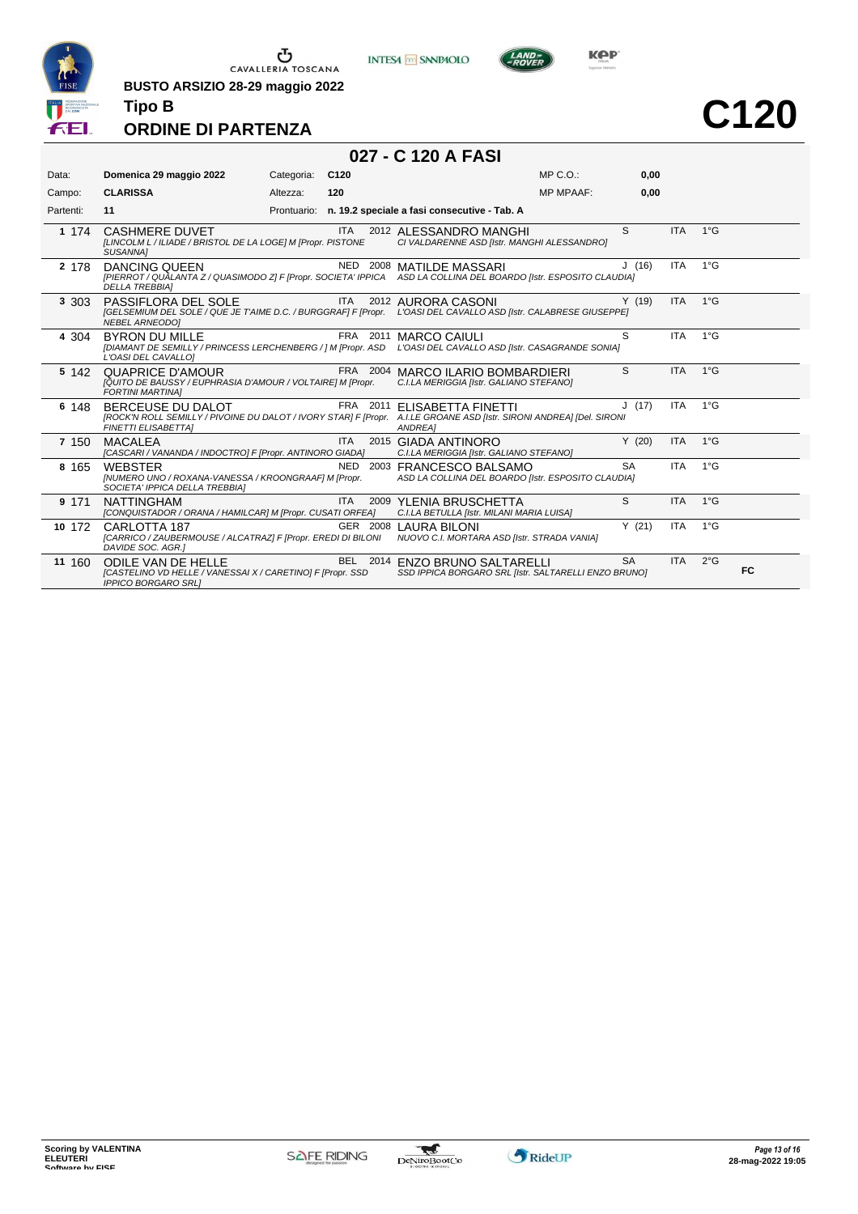**BUSTO ARSIZIO 28-29 maggio 2022**

**Tipo B**

# ORDINE DI PARTENZA

# C120

## 027 - C 120 A FASI

| | | | | | |
|---|---|---|---|---|---|
| Data: | **Domenica 29 maggio 2022** | Categoria: | **C120** | MP C.O.: | **0,00** |
| Campo: | **CLARISSA** | Altezza: | **120** | MP MPAAF: | **0,00** |
| Partenti: | **11** | Prontuario: | **n. 19.2 speciale a fasi consecutive - Tab. A** | | |

| N. | Pett. | Cavallo | Naz. | Anno | Cavaliere | Cat. | Naz. | Grado | |
|---|---|---|---|---|---|---|---|---|---|
| 1 | 174 | CASHMERE DUVET *[LINCOLM L / ILIADE / BRISTOL DE LA LOGE] M [Propr. PISTONE SUSANNA]* | ITA | 2012 | ALESSANDRO MANGHI *CI VALDARENNE ASD [Istr. MANGHI ALESSANDRO]* | S | ITA | 1°G | |
| 2 | 178 | DANCING QUEEN *[PIERROT / QUALANTA Z / QUASIMODO Z] F [Propr. SOCIETA' IPPICA DELLA TREBBIA]* | NED | 2008 | MATILDE MASSARI *ASD LA COLLINA DEL BOARDO [Istr. ESPOSITO CLAUDIA]* | J (16) | ITA | 1°G | |
| 3 | 303 | PASSIFLORA DEL SOLE *[GELSEMIUM DEL SOLE / QUE JE T'AIME D.C. / BURGGRAF] F [Propr. NEBEL ARNEODO]* | ITA | 2012 | AURORA CASONI *L'OASI DEL CAVALLO ASD [Istr. CALABRESE GIUSEPPE]* | Y (19) | ITA | 1°G | |
| 4 | 304 | BYRON DU MILLE *[DIAMANT DE SEMILLY / PRINCESS LERCHENBERG / ] M [Propr. ASD L'OASI DEL CAVALLO]* | FRA | 2011 | MARCO CAIULI *L'OASI DEL CAVALLO ASD [Istr. CASAGRANDE SONIA]* | S | ITA | 1°G | |
| 5 | 142 | QUAPRICE D'AMOUR *[QUITO DE BAUSSY / EUPHRASIA D'AMOUR / VOLTAIRE] M [Propr. FORTINI MARTINA]* | FRA | 2004 | MARCO ILARIO BOMBARDIERI *C.I.LA MERIGGIA [Istr. GALIANO STEFANO]* | S | ITA | 1°G | |
| 6 | 148 | BERCEUSE DU DALOT *[ROCK'N ROLL SEMILLY / PIVOINE DU DALOT / IVORY STAR] F [Propr. FINETTI ELISABETTA]* | FRA | 2011 | ELISABETTA FINETTI *A.I.LE GROANE ASD [Istr. SIRONI ANDREA] [Del. SIRONI ANDREA]* | J (17) | ITA | 1°G | |
| 7 | 150 | MACALEA *[CASCARI / VANANDA / INDOCTRO] F [Propr. ANTINORO GIADA]* | ITA | 2015 | GIADA ANTINORO *C.I.LA MERIGGIA [Istr. GALIANO STEFANO]* | Y (20) | ITA | 1°G | |
| 8 | 165 | WEBSTER *[NUMERO UNO / ROXANA-VANESSA / KROONGRAAF] M [Propr. SOCIETA' IPPICA DELLA TREBBIA]* | NED | 2003 | FRANCESCO BALSAMO *ASD LA COLLINA DEL BOARDO [Istr. ESPOSITO CLAUDIA]* | SA | ITA | 1°G | |
| 9 | 171 | NATTINGHAM *[CONQUISTADOR / ORANA / HAMILCAR] M [Propr. CUSATI ORFEA]* | ITA | 2009 | YLENIA BRUSCHETTA *C.I.LA BETULLA [Istr. MILANI MARIA LUISA]* | S | ITA | 1°G | |
| 10 | 172 | CARLOTTA 187 *[CARRICO / ZAUBERMOUSE / ALCATRAZ] F [Propr. EREDI DI BILONI DAVIDE SOC. AGR.]* | GER | 2008 | LAURA BILONI *NUOVO C.I. MORTARA ASD [Istr. STRADA VANIA]* | Y (21) | ITA | 1°G | |
| 11 | 160 | ODILE VAN DE HELLE *[CASTELINO VD HELLE / VANESSAI X / CARETINO] F [Propr. SSD IPPICO BORGARO SRL]* | BEL | 2014 | ENZO BRUNO SALTARELLI *SSD IPPICA BORGARO SRL [Istr. SALTARELLI ENZO BRUNO]* | SA | ITA | 2°G | FC |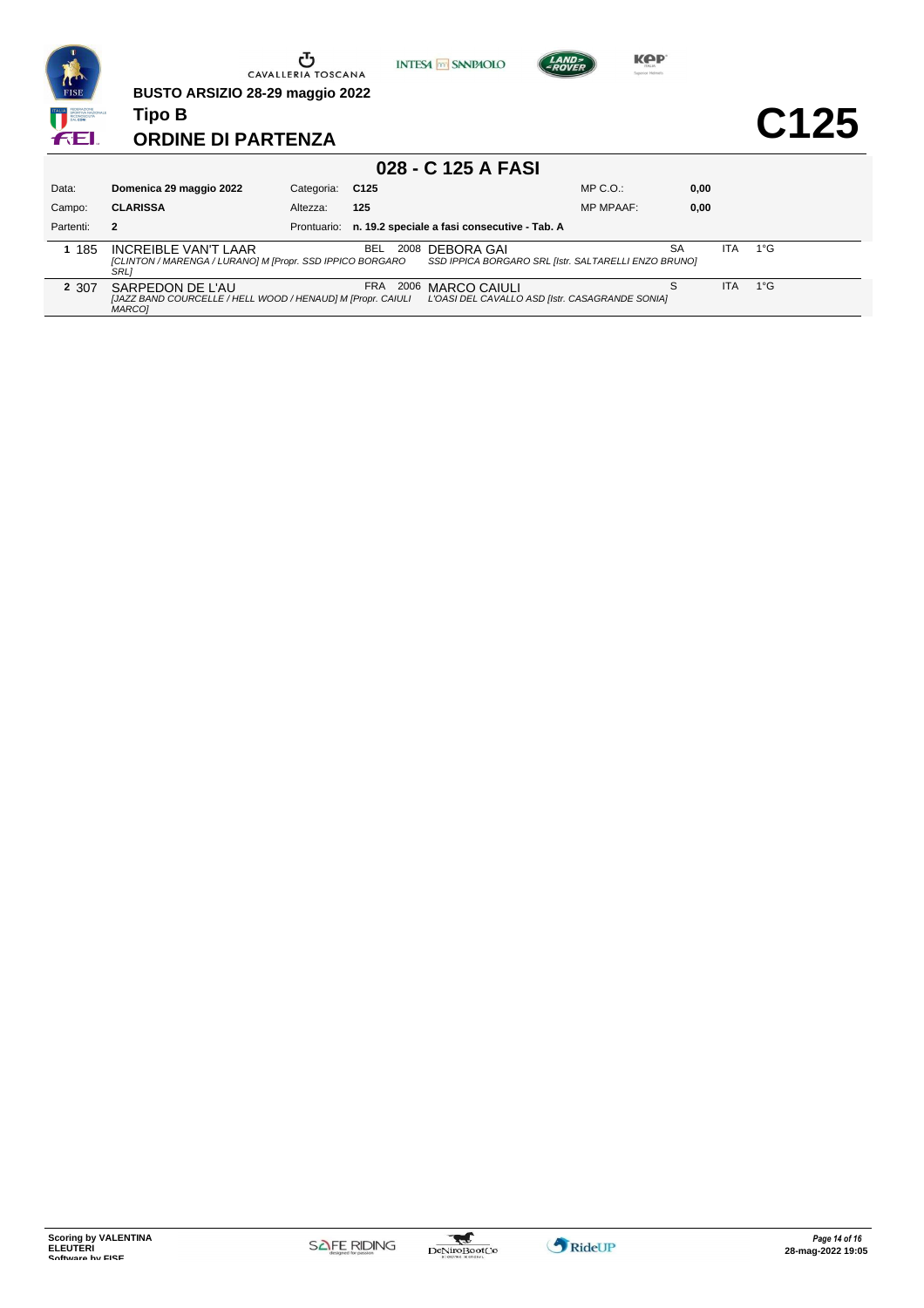**BUSTO ARSIZIO 28-29 maggio 2022**

**Tipo B**

## ORDINE DI PARTENZA

# C125

## 028 - C 125 A FASI

| | | | | | |
|---|---|---|---|---|---|
| Data: | **Domenica 29 maggio 2022** | Categoria: | **C125** | MP C.O.: | **0,00** |
| Campo: | **CLARISSA** | Altezza: | **125** | MP MPAAF: | **0,00** |
| Partenti: | **2** | Prontuario: | **n. 19.2 speciale a fasi consecutive - Tab. A** | | |

| # | N. | Cavallo | Naz. | Anno | Cavaliere | Cat. | Naz. | Grado |
|---|---|---|---|---|---|---|---|---|
| 1 | 185 | INCREIBLE VAN'T LAAR *[CLINTON / MARENGA / LURANO] M [Propr. SSD IPPICO BORGARO SRL]* | BEL | 2008 | DEBORA GAI *SSD IPPICA BORGARO SRL [Istr. SALTARELLI ENZO BRUNO]* | SA | ITA | 1°G |
| 2 | 307 | SARPEDON DE L'AU *[JAZZ BAND COURCELLE / HELL WOOD / HENAUD] M [Propr. CAIULI MARCO]* | FRA | 2006 | MARCO CAIULI *L'OASI DEL CAVALLO ASD [Istr. CASAGRANDE SONIA]* | S | ITA | 1°G |

Scoring by VALENTINA ELEUTERI
Software by FISE

28-mag-2022 19:05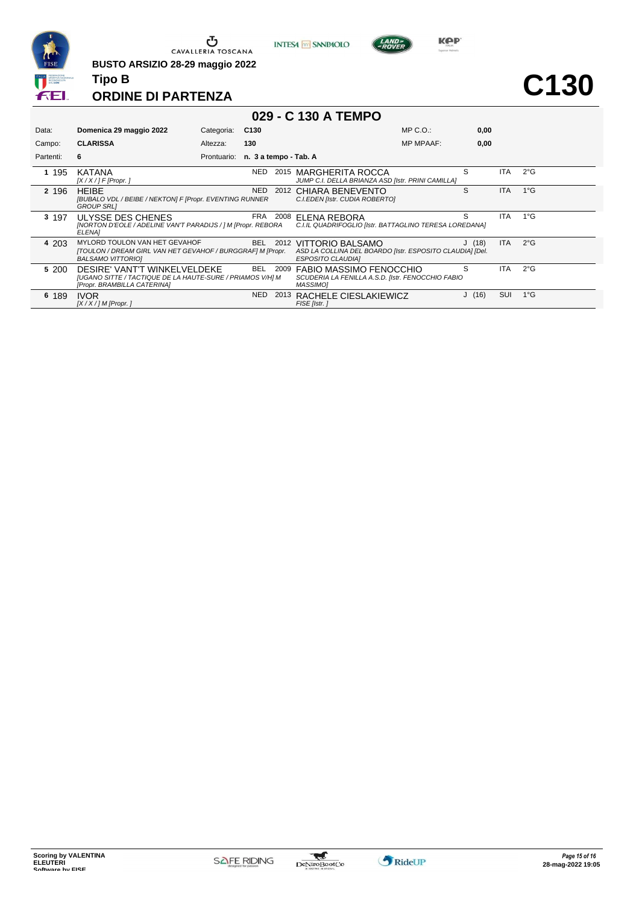**BUSTO ARSIZIO 28-29 maggio 2022**

**Tipo B**

# ORDINE DI PARTENZA

# C130

## 029 - C 130 A TEMPO

| | | | | | |
|---|---|---|---|---|---|
| Data: | **Domenica 29 maggio 2022** | Categoria: | **C130** | MP C.O.: | **0,00** |
| Campo: | **CLARISSA** | Altezza: | **130** | MP MPAAF: | **0,00** |
| Partenti: | **6** | Prontuario: | **n. 3 a tempo - Tab. A** | | |

| # | N. | Cavallo | Naz. | Anno | Cavaliere | Cat. | Naz. | Grado |
|---|---|---|---|---|---|---|---|---|
| 1 | 195 | KATANA *[X / X / ] F [Propr. ]* | NED | 2015 | MARGHERITA ROCCA *JUMP C.I. DELLA BRIANZA ASD [Istr. PRINI CAMILLA]* | S | ITA | 2°G |
| 2 | 196 | HEIBE *[BUBALO VDL / BEIBE / NEKTON] F [Propr. EVENTING RUNNER GROUP SRL]* | NED | 2012 | CHIARA BENEVENTO *C.I.EDEN [Istr. CUDIA ROBERTO]* | S | ITA | 1°G |
| 3 | 197 | ULYSSE DES CHENES *[NORTON D'EOLE / ADELINE VAN'T PARADIJS / ] M [Propr. REBORA ELENA]* | FRA | 2008 | ELENA REBORA *C.I.IL QUADRIFOGLIO [Istr. BATTAGLINO TERESA LOREDANA]* | S | ITA | 1°G |
| 4 | 203 | MYLORD TOULON VAN HET GEVAHOF *[TOULON / DREAM GIRL VAN HET GEVAHOF / BURGGRAF] M [Propr. BALSAMO VITTORIO]* | BEL | 2012 | VITTORIO BALSAMO *ASD LA COLLINA DEL BOARDO [Istr. ESPOSITO CLAUDIA] [Del. ESPOSITO CLAUDIA]* | J (18) | ITA | 2°G |
| 5 | 200 | DESIRE' VANT'T WINKELVELDEKE *[UGANO SITTE / TACTIQUE DE LA HAUTE-SURE / PRIAMOS V/H] M [Propr. BRAMBILLA CATERINA]* | BEL | 2009 | FABIO MASSIMO FENOCCHIO *SCUDERIA LA FENILLA A.S.D. [Istr. FENOCCHIO FABIO MASSIMO]* | S | ITA | 2°G |
| 6 | 189 | IVOR *[X / X / ] M [Propr. ]* | NED | 2013 | RACHELE CIESLAKIEWICZ *FISE [Istr. ]* | J (16) | SUI | 1°G |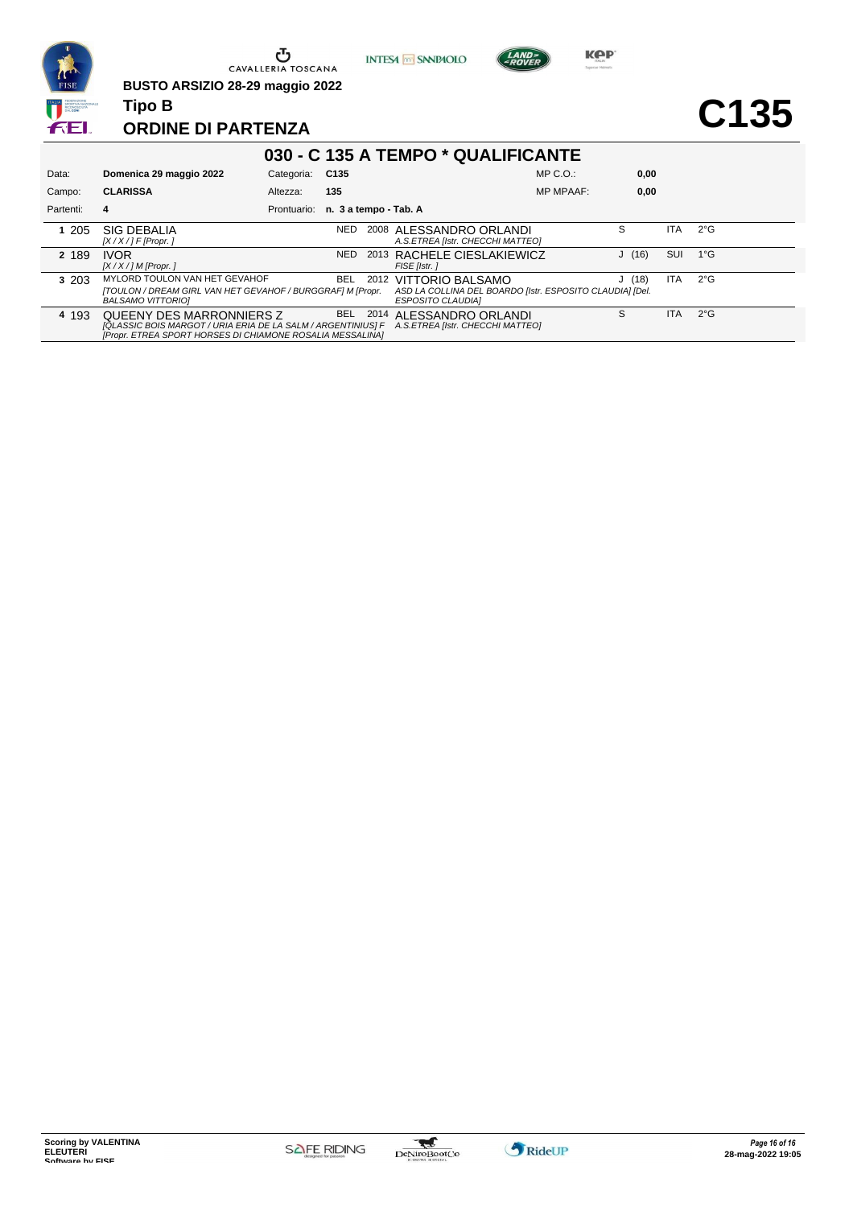BUSTO ARSIZIO 28-29 maggio 2022

**Tipo B**

**ORDINE DI PARTENZA**

# C135

## 030 - C 135 A TEMPO * QUALIFICANTE

| | | | | | |
|---|---|---|---|---|---|
| Data: | **Domenica 29 maggio 2022** | Categoria: | **C135** | MP C.O.: | **0,00** |
| Campo: | **CLARISSA** | Altezza: | **135** | MP MPAAF: | **0,00** |
| Partenti: | **4** | Prontuario: | **n. 3 a tempo - Tab. A** | | |

| | | | | | | | | |
|---|---|---|---|---|---|---|---|---|
| 1 | 205 | SIG DEBALIA *[X / X / ] F [Propr. ]* | NED | 2008 | ALESSANDRO ORLANDI *A.S.ETREA [Istr. CHECCHI MATTEO]* | S | ITA | 2°G |
| 2 | 189 | IVOR *[X / X / ] M [Propr. ]* | NED | 2013 | RACHELE CIESLAKIEWICZ *FISE [Istr. ]* | J (16) | SUI | 1°G |
| 3 | 203 | MYLORD TOULON VAN HET GEVAHOF *[TOULON / DREAM GIRL VAN HET GEVAHOF / BURGGRAF] M [Propr. BALSAMO VITTORIO]* | BEL | 2012 | VITTORIO BALSAMO *ASD LA COLLINA DEL BOARDO [Istr. ESPOSITO CLAUDIA] [Del. ESPOSITO CLAUDIA]* | J (18) | ITA | 2°G |
| 4 | 193 | QUEENY DES MARRONNIERS Z *[QLASSIC BOIS MARGOT / URIA ERIA DE LA SALM / ARGENTINIUS] F [Propr. ETREA SPORT HORSES DI CHIAMONE ROSALIA MESSALINA]* | BEL | 2014 | ALESSANDRO ORLANDI *A.S.ETREA [Istr. CHECCHI MATTEO]* | S | ITA | 2°G |

Scoring by VALENTINA ELEUTERI
Software by FISE

28-mag-2022 19:05